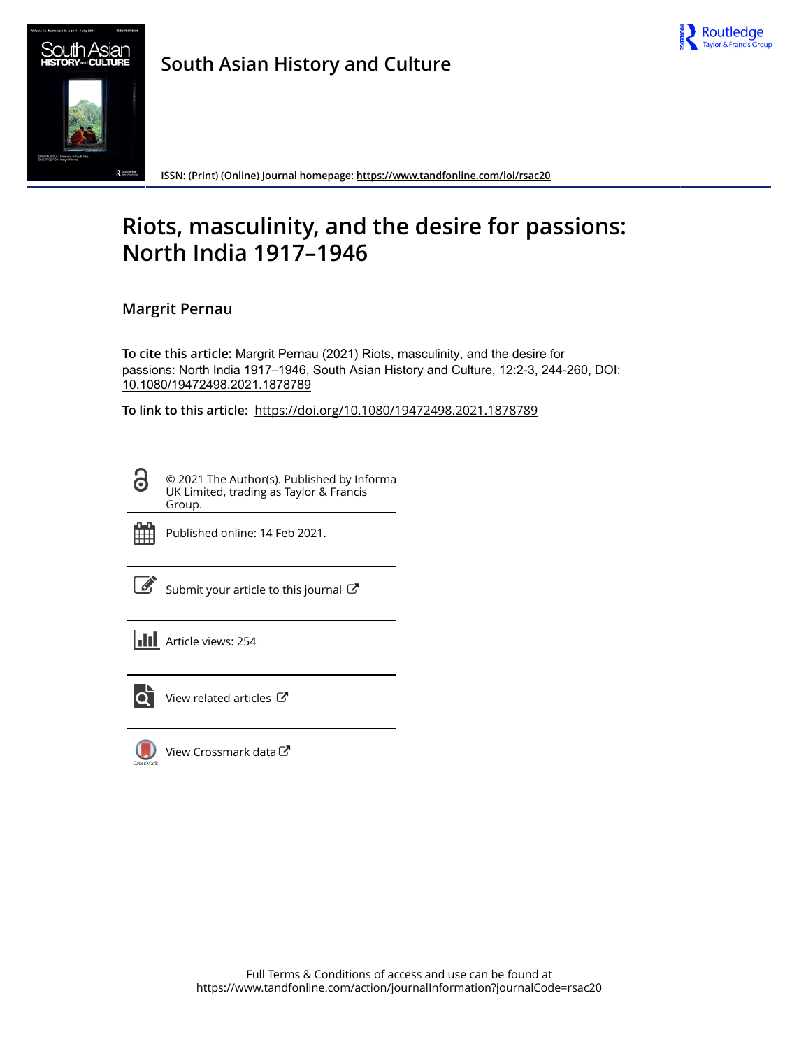South Asian History and Culture

ISSN: (Print) (Online) Journal homepage: https://www.tandfonline.com/loi/rsac20

# Riots, masculinity, and the desire for passions: North India 1917–1946

Margrit Pernau

**To cite this article:** Margrit Pernau (2021) Riots, masculinity, and the desire for passions: North India 1917–1946, South Asian History and Culture, 12:2-3, 244-260, DOI: 10.1080/19472498.2021.1878789

**To link to this article:** https://doi.org/10.1080/19472498.2021.1878789

© 2021 The Author(s). Published by Informa UK Limited, trading as Taylor & Francis Group.

Published online: 14 Feb 2021.

Submit your article to this journal

Article views: 254

View related articles

View Crossmark data

Full Terms & Conditions of access and use can be found at https://www.tandfonline.com/action/journalInformation?journalCode=rsac20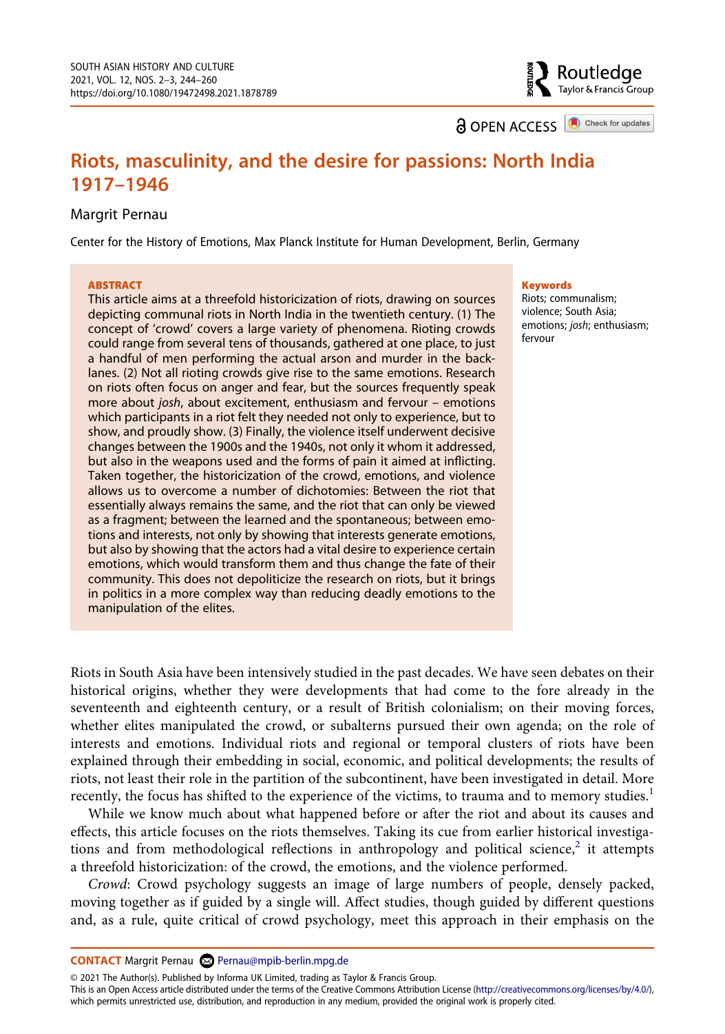# Riots, masculinity, and the desire for passions: North India 1917–1946

Margrit Pernau

Center for the History of Emotions, Max Planck Institute for Human Development, Berlin, Germany

**ABSTRACT**

This article aims at a threefold historicization of riots, drawing on sources depicting communal riots in North India in the twentieth century. (1) The concept of 'crowd' covers a large variety of phenomena. Rioting crowds could range from several tens of thousands, gathered at one place, to just a handful of men performing the actual arson and murder in the back-lanes. (2) Not all rioting crowds give rise to the same emotions. Research on riots often focus on anger and fear, but the sources frequently speak more about *josh*, about excitement, enthusiasm and fervour – emotions which participants in a riot felt they needed not only to experience, but to show, and proudly show. (3) Finally, the violence itself underwent decisive changes between the 1900s and the 1940s, not only it whom it addressed, but also in the weapons used and the forms of pain it aimed at inflicting. Taken together, the historicization of the crowd, emotions, and violence allows us to overcome a number of dichotomies: Between the riot that essentially always remains the same, and the riot that can only be viewed as a fragment; between the learned and the spontaneous; between emotions and interests, not only by showing that interests generate emotions, but also by showing that the actors had a vital desire to experience certain emotions, which would transform them and thus change the fate of their community. This does not depoliticize the research on riots, but it brings in politics in a more complex way than reducing deadly emotions to the manipulation of the elites.

**Keywords**

Riots; communalism; violence; South Asia; emotions; *josh*; enthusiasm; fervour

Riots in South Asia have been intensively studied in the past decades. We have seen debates on their historical origins, whether they were developments that had come to the fore already in the seventeenth and eighteenth century, or a result of British colonialism; on their moving forces, whether elites manipulated the crowd, or subalterns pursued their own agenda; on the role of interests and emotions. Individual riots and regional or temporal clusters of riots have been explained through their embedding in social, economic, and political developments; the results of riots, not least their role in the partition of the subcontinent, have been investigated in detail. More recently, the focus has shifted to the experience of the victims, to trauma and to memory studies.[1]

While we know much about what happened before or after the riot and about its causes and effects, this article focuses on the riots themselves. Taking its cue from earlier historical investigations and from methodological reflections in anthropology and political science,[2] it attempts a threefold historicization: of the crowd, the emotions, and the violence performed.

*Crowd*: Crowd psychology suggests an image of large numbers of people, densely packed, moving together as if guided by a single will. Affect studies, though guided by different questions and, as a rule, quite critical of crowd psychology, meet this approach in their emphasis on the

**CONTACT** Margrit Pernau Pernau@mpib-berlin.mpg.de

© 2021 The Author(s). Published by Informa UK Limited, trading as Taylor & Francis Group.
This is an Open Access article distributed under the terms of the Creative Commons Attribution License (http://creativecommons.org/licenses/by/4.0/), which permits unrestricted use, distribution, and reproduction in any medium, provided the original work is properly cited.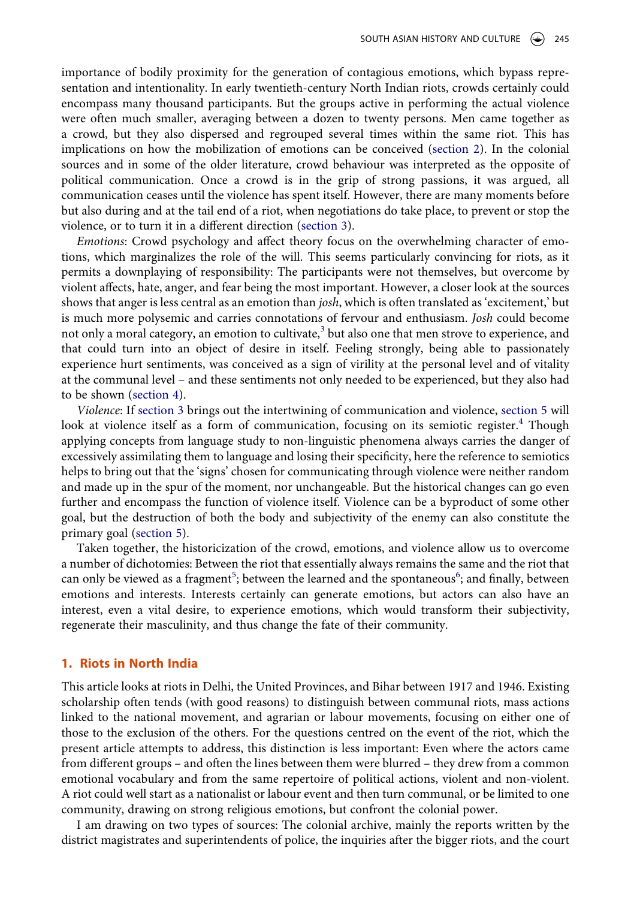importance of bodily proximity for the generation of contagious emotions, which bypass representation and intentionality. In early twentieth-century North Indian riots, crowds certainly could encompass many thousand participants. But the groups active in performing the actual violence were often much smaller, averaging between a dozen to twenty persons. Men came together as a crowd, but they also dispersed and regrouped several times within the same riot. This has implications on how the mobilization of emotions can be conceived (section 2). In the colonial sources and in some of the older literature, crowd behaviour was interpreted as the opposite of political communication. Once a crowd is in the grip of strong passions, it was argued, all communication ceases until the violence has spent itself. However, there are many moments before but also during and at the tail end of a riot, when negotiations do take place, to prevent or stop the violence, or to turn it in a different direction (section 3).

*Emotions*: Crowd psychology and affect theory focus on the overwhelming character of emotions, which marginalizes the role of the will. This seems particularly convincing for riots, as it permits a downplaying of responsibility: The participants were not themselves, but overcome by violent affects, hate, anger, and fear being the most important. However, a closer look at the sources shows that anger is less central as an emotion than *josh*, which is often translated as 'excitement,' but is much more polysemic and carries connotations of fervour and enthusiasm. *Josh* could become not only a moral category, an emotion to cultivate,[3] but also one that men strove to experience, and that could turn into an object of desire in itself. Feeling strongly, being able to passionately experience hurt sentiments, was conceived as a sign of virility at the personal level and of vitality at the communal level – and these sentiments not only needed to be experienced, but they also had to be shown (section 4).

*Violence*: If section 3 brings out the intertwining of communication and violence, section 5 will look at violence itself as a form of communication, focusing on its semiotic register.[4] Though applying concepts from language study to non-linguistic phenomena always carries the danger of excessively assimilating them to language and losing their specificity, here the reference to semiotics helps to bring out that the 'signs' chosen for communicating through violence were neither random and made up in the spur of the moment, nor unchangeable. But the historical changes can go even further and encompass the function of violence itself. Violence can be a byproduct of some other goal, but the destruction of both the body and subjectivity of the enemy can also constitute the primary goal (section 5).

Taken together, the historicization of the crowd, emotions, and violence allow us to overcome a number of dichotomies: Between the riot that essentially always remains the same and the riot that can only be viewed as a fragment[5]; between the learned and the spontaneous[6]; and finally, between emotions and interests. Interests certainly can generate emotions, but actors can also have an interest, even a vital desire, to experience emotions, which would transform their subjectivity, regenerate their masculinity, and thus change the fate of their community.

## 1. Riots in North India

This article looks at riots in Delhi, the United Provinces, and Bihar between 1917 and 1946. Existing scholarship often tends (with good reasons) to distinguish between communal riots, mass actions linked to the national movement, and agrarian or labour movements, focusing on either one of those to the exclusion of the others. For the questions centred on the event of the riot, which the present article attempts to address, this distinction is less important: Even where the actors came from different groups – and often the lines between them were blurred – they drew from a common emotional vocabulary and from the same repertoire of political actions, violent and non-violent. A riot could well start as a nationalist or labour event and then turn communal, or be limited to one community, drawing on strong religious emotions, but confront the colonial power.

I am drawing on two types of sources: The colonial archive, mainly the reports written by the district magistrates and superintendents of police, the inquiries after the bigger riots, and the court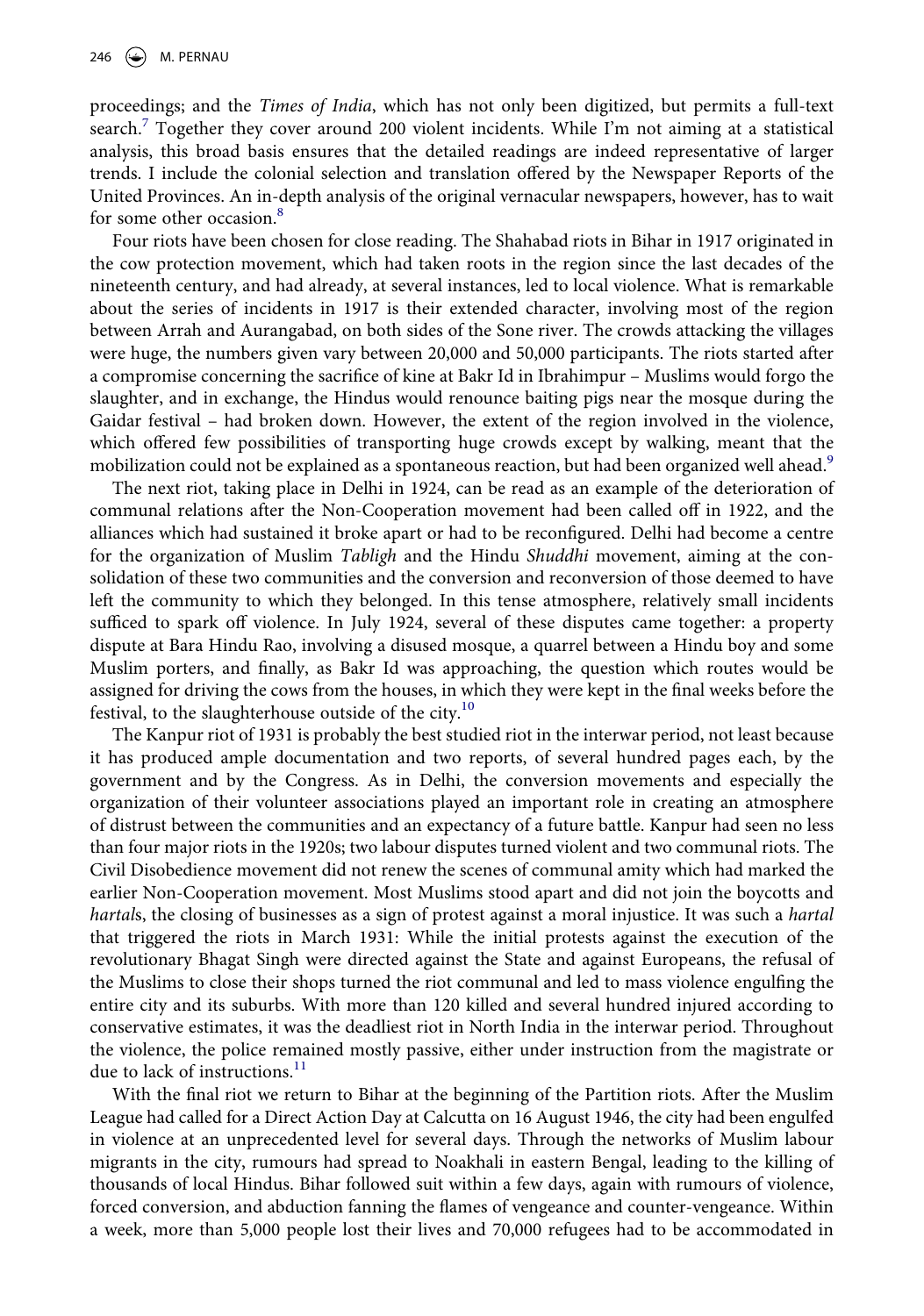proceedings; and the *Times of India*, which has not only been digitized, but permits a full-text search.[7] Together they cover around 200 violent incidents. While I'm not aiming at a statistical analysis, this broad basis ensures that the detailed readings are indeed representative of larger trends. I include the colonial selection and translation offered by the Newspaper Reports of the United Provinces. An in-depth analysis of the original vernacular newspapers, however, has to wait for some other occasion.[8]

Four riots have been chosen for close reading. The Shahabad riots in Bihar in 1917 originated in the cow protection movement, which had taken roots in the region since the last decades of the nineteenth century, and had already, at several instances, led to local violence. What is remarkable about the series of incidents in 1917 is their extended character, involving most of the region between Arrah and Aurangabad, on both sides of the Sone river. The crowds attacking the villages were huge, the numbers given vary between 20,000 and 50,000 participants. The riots started after a compromise concerning the sacrifice of kine at Bakr Id in Ibrahimpur – Muslims would forgo the slaughter, and in exchange, the Hindus would renounce baiting pigs near the mosque during the Gaidar festival – had broken down. However, the extent of the region involved in the violence, which offered few possibilities of transporting huge crowds except by walking, meant that the mobilization could not be explained as a spontaneous reaction, but had been organized well ahead.[9]

The next riot, taking place in Delhi in 1924, can be read as an example of the deterioration of communal relations after the Non-Cooperation movement had been called off in 1922, and the alliances which had sustained it broke apart or had to be reconfigured. Delhi had become a centre for the organization of Muslim *Tabligh* and the Hindu *Shuddhi* movement, aiming at the consolidation of these two communities and the conversion and reconversion of those deemed to have left the community to which they belonged. In this tense atmosphere, relatively small incidents sufficed to spark off violence. In July 1924, several of these disputes came together: a property dispute at Bara Hindu Rao, involving a disused mosque, a quarrel between a Hindu boy and some Muslim porters, and finally, as Bakr Id was approaching, the question which routes would be assigned for driving the cows from the houses, in which they were kept in the final weeks before the festival, to the slaughterhouse outside of the city.[10]

The Kanpur riot of 1931 is probably the best studied riot in the interwar period, not least because it has produced ample documentation and two reports, of several hundred pages each, by the government and by the Congress. As in Delhi, the conversion movements and especially the organization of their volunteer associations played an important role in creating an atmosphere of distrust between the communities and an expectancy of a future battle. Kanpur had seen no less than four major riots in the 1920s; two labour disputes turned violent and two communal riots. The Civil Disobedience movement did not renew the scenes of communal amity which had marked the earlier Non-Cooperation movement. Most Muslims stood apart and did not join the boycotts and *hartal*s, the closing of businesses as a sign of protest against a moral injustice. It was such a *hartal* that triggered the riots in March 1931: While the initial protests against the execution of the revolutionary Bhagat Singh were directed against the State and against Europeans, the refusal of the Muslims to close their shops turned the riot communal and led to mass violence engulfing the entire city and its suburbs. With more than 120 killed and several hundred injured according to conservative estimates, it was the deadliest riot in North India in the interwar period. Throughout the violence, the police remained mostly passive, either under instruction from the magistrate or due to lack of instructions.[11]

With the final riot we return to Bihar at the beginning of the Partition riots. After the Muslim League had called for a Direct Action Day at Calcutta on 16 August 1946, the city had been engulfed in violence at an unprecedented level for several days. Through the networks of Muslim labour migrants in the city, rumours had spread to Noakhali in eastern Bengal, leading to the killing of thousands of local Hindus. Bihar followed suit within a few days, again with rumours of violence, forced conversion, and abduction fanning the flames of vengeance and counter-vengeance. Within a week, more than 5,000 people lost their lives and 70,000 refugees had to be accommodated in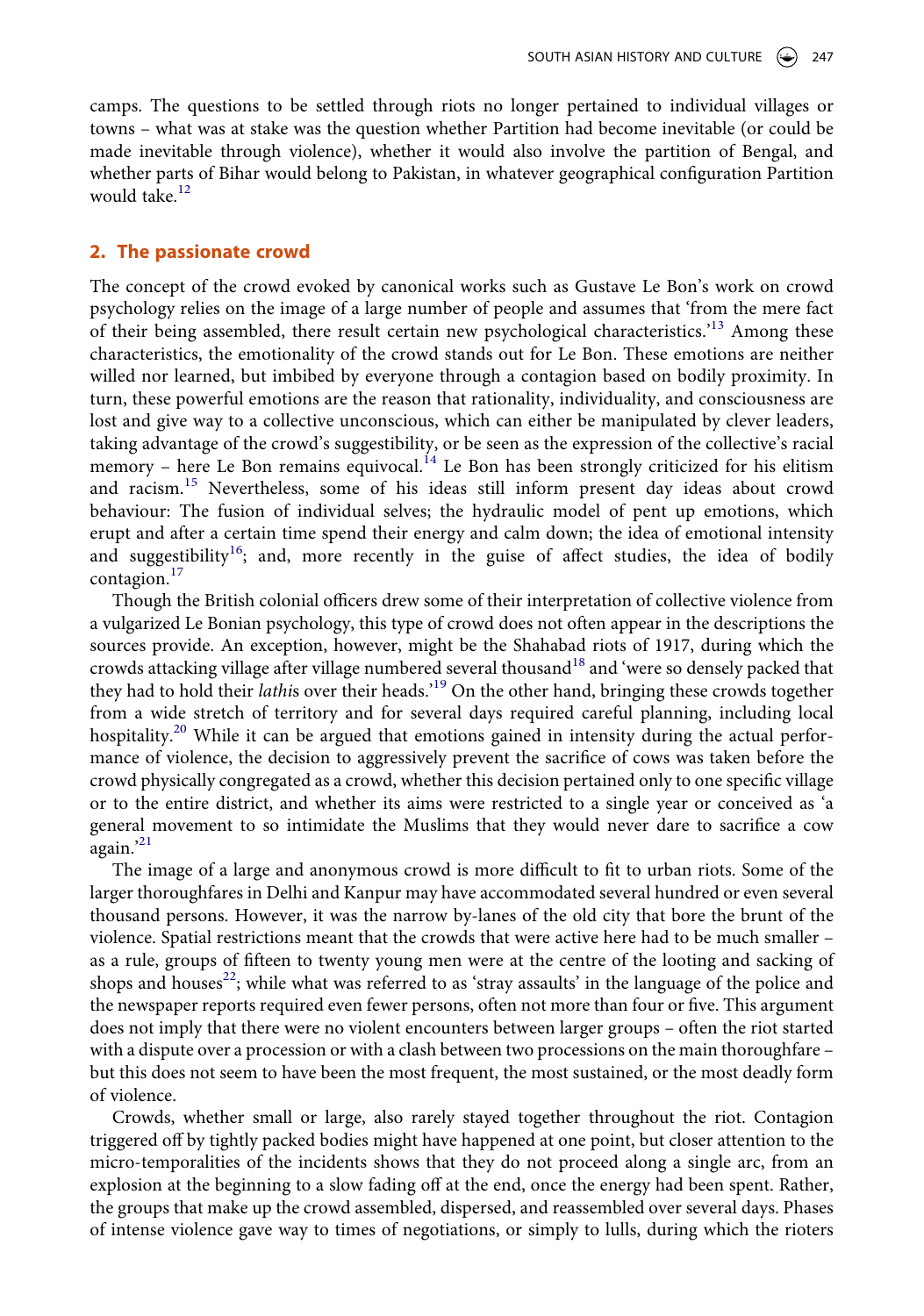camps. The questions to be settled through riots no longer pertained to individual villages or towns – what was at stake was the question whether Partition had become inevitable (or could be made inevitable through violence), whether it would also involve the partition of Bengal, and whether parts of Bihar would belong to Pakistan, in whatever geographical configuration Partition would take.[12]

## 2. The passionate crowd

The concept of the crowd evoked by canonical works such as Gustave Le Bon's work on crowd psychology relies on the image of a large number of people and assumes that 'from the mere fact of their being assembled, there result certain new psychological characteristics.'[13] Among these characteristics, the emotionality of the crowd stands out for Le Bon. These emotions are neither willed nor learned, but imbibed by everyone through a contagion based on bodily proximity. In turn, these powerful emotions are the reason that rationality, individuality, and consciousness are lost and give way to a collective unconscious, which can either be manipulated by clever leaders, taking advantage of the crowd's suggestibility, or be seen as the expression of the collective's racial memory – here Le Bon remains equivocal.[14] Le Bon has been strongly criticized for his elitism and racism.[15] Nevertheless, some of his ideas still inform present day ideas about crowd behaviour: The fusion of individual selves; the hydraulic model of pent up emotions, which erupt and after a certain time spend their energy and calm down; the idea of emotional intensity and suggestibility[16]; and, more recently in the guise of affect studies, the idea of bodily contagion.[17]

Though the British colonial officers drew some of their interpretation of collective violence from a vulgarized Le Bonian psychology, this type of crowd does not often appear in the descriptions the sources provide. An exception, however, might be the Shahabad riots of 1917, during which the crowds attacking village after village numbered several thousand[18] and 'were so densely packed that they had to hold their *lathi*s over their heads.'[19] On the other hand, bringing these crowds together from a wide stretch of territory and for several days required careful planning, including local hospitality.[20] While it can be argued that emotions gained in intensity during the actual performance of violence, the decision to aggressively prevent the sacrifice of cows was taken before the crowd physically congregated as a crowd, whether this decision pertained only to one specific village or to the entire district, and whether its aims were restricted to a single year or conceived as 'a general movement to so intimidate the Muslims that they would never dare to sacrifice a cow again.'[21]

The image of a large and anonymous crowd is more difficult to fit to urban riots. Some of the larger thoroughfares in Delhi and Kanpur may have accommodated several hundred or even several thousand persons. However, it was the narrow by-lanes of the old city that bore the brunt of the violence. Spatial restrictions meant that the crowds that were active here had to be much smaller – as a rule, groups of fifteen to twenty young men were at the centre of the looting and sacking of shops and houses[22]; while what was referred to as 'stray assaults' in the language of the police and the newspaper reports required even fewer persons, often not more than four or five. This argument does not imply that there were no violent encounters between larger groups – often the riot started with a dispute over a procession or with a clash between two processions on the main thoroughfare – but this does not seem to have been the most frequent, the most sustained, or the most deadly form of violence.

Crowds, whether small or large, also rarely stayed together throughout the riot. Contagion triggered off by tightly packed bodies might have happened at one point, but closer attention to the micro-temporalities of the incidents shows that they do not proceed along a single arc, from an explosion at the beginning to a slow fading off at the end, once the energy had been spent. Rather, the groups that make up the crowd assembled, dispersed, and reassembled over several days. Phases of intense violence gave way to times of negotiations, or simply to lulls, during which the rioters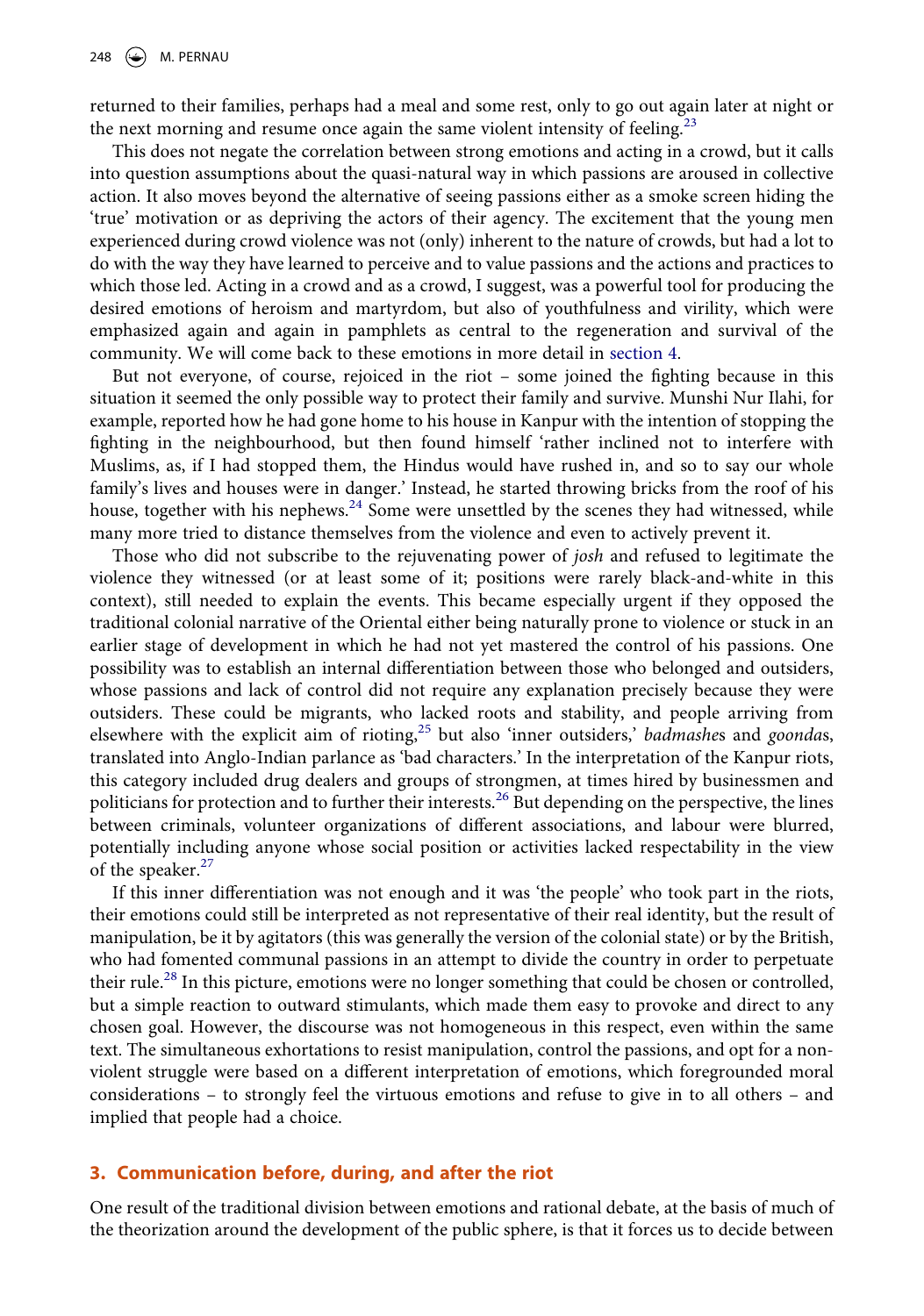returned to their families, perhaps had a meal and some rest, only to go out again later at night or the next morning and resume once again the same violent intensity of feeling.[23]

This does not negate the correlation between strong emotions and acting in a crowd, but it calls into question assumptions about the quasi-natural way in which passions are aroused in collective action. It also moves beyond the alternative of seeing passions either as a smoke screen hiding the 'true' motivation or as depriving the actors of their agency. The excitement that the young men experienced during crowd violence was not (only) inherent to the nature of crowds, but had a lot to do with the way they have learned to perceive and to value passions and the actions and practices to which those led. Acting in a crowd and as a crowd, I suggest, was a powerful tool for producing the desired emotions of heroism and martyrdom, but also of youthfulness and virility, which were emphasized again and again in pamphlets as central to the regeneration and survival of the community. We will come back to these emotions in more detail in section 4.

But not everyone, of course, rejoiced in the riot – some joined the fighting because in this situation it seemed the only possible way to protect their family and survive. Munshi Nur Ilahi, for example, reported how he had gone home to his house in Kanpur with the intention of stopping the fighting in the neighbourhood, but then found himself 'rather inclined not to interfere with Muslims, as, if I had stopped them, the Hindus would have rushed in, and so to say our whole family's lives and houses were in danger.' Instead, he started throwing bricks from the roof of his house, together with his nephews.[24] Some were unsettled by the scenes they had witnessed, while many more tried to distance themselves from the violence and even to actively prevent it.

Those who did not subscribe to the rejuvenating power of *josh* and refused to legitimate the violence they witnessed (or at least some of it; positions were rarely black-and-white in this context), still needed to explain the events. This became especially urgent if they opposed the traditional colonial narrative of the Oriental either being naturally prone to violence or stuck in an earlier stage of development in which he had not yet mastered the control of his passions. One possibility was to establish an internal differentiation between those who belonged and outsiders, whose passions and lack of control did not require any explanation precisely because they were outsiders. These could be migrants, who lacked roots and stability, and people arriving from elsewhere with the explicit aim of rioting,[25] but also 'inner outsiders,' *badmashe*s and *goonda*s, translated into Anglo-Indian parlance as 'bad characters.' In the interpretation of the Kanpur riots, this category included drug dealers and groups of strongmen, at times hired by businessmen and politicians for protection and to further their interests.[26] But depending on the perspective, the lines between criminals, volunteer organizations of different associations, and labour were blurred, potentially including anyone whose social position or activities lacked respectability in the view of the speaker.[27]

If this inner differentiation was not enough and it was 'the people' who took part in the riots, their emotions could still be interpreted as not representative of their real identity, but the result of manipulation, be it by agitators (this was generally the version of the colonial state) or by the British, who had fomented communal passions in an attempt to divide the country in order to perpetuate their rule.[28] In this picture, emotions were no longer something that could be chosen or controlled, but a simple reaction to outward stimulants, which made them easy to provoke and direct to any chosen goal. However, the discourse was not homogeneous in this respect, even within the same text. The simultaneous exhortations to resist manipulation, control the passions, and opt for a non-violent struggle were based on a different interpretation of emotions, which foregrounded moral considerations – to strongly feel the virtuous emotions and refuse to give in to all others – and implied that people had a choice.

## 3. Communication before, during, and after the riot

One result of the traditional division between emotions and rational debate, at the basis of much of the theorization around the development of the public sphere, is that it forces us to decide between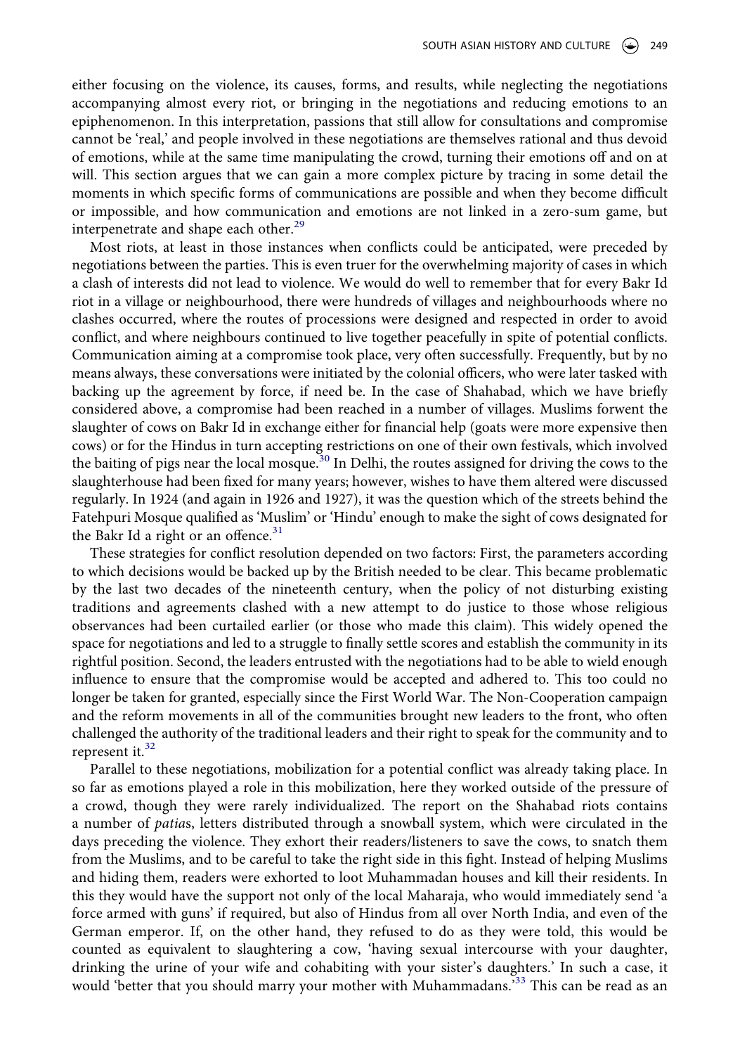either focusing on the violence, its causes, forms, and results, while neglecting the negotiations accompanying almost every riot, or bringing in the negotiations and reducing emotions to an epiphenomenon. In this interpretation, passions that still allow for consultations and compromise cannot be 'real,' and people involved in these negotiations are themselves rational and thus devoid of emotions, while at the same time manipulating the crowd, turning their emotions off and on at will. This section argues that we can gain a more complex picture by tracing in some detail the moments in which specific forms of communications are possible and when they become difficult or impossible, and how communication and emotions are not linked in a zero-sum game, but interpenetrate and shape each other.[29]

Most riots, at least in those instances when conflicts could be anticipated, were preceded by negotiations between the parties. This is even truer for the overwhelming majority of cases in which a clash of interests did not lead to violence. We would do well to remember that for every Bakr Id riot in a village or neighbourhood, there were hundreds of villages and neighbourhoods where no clashes occurred, where the routes of processions were designed and respected in order to avoid conflict, and where neighbours continued to live together peacefully in spite of potential conflicts. Communication aiming at a compromise took place, very often successfully. Frequently, but by no means always, these conversations were initiated by the colonial officers, who were later tasked with backing up the agreement by force, if need be. In the case of Shahabad, which we have briefly considered above, a compromise had been reached in a number of villages. Muslims forwent the slaughter of cows on Bakr Id in exchange either for financial help (goats were more expensive then cows) or for the Hindus in turn accepting restrictions on one of their own festivals, which involved the baiting of pigs near the local mosque.[30] In Delhi, the routes assigned for driving the cows to the slaughterhouse had been fixed for many years; however, wishes to have them altered were discussed regularly. In 1924 (and again in 1926 and 1927), it was the question which of the streets behind the Fatehpuri Mosque qualified as 'Muslim' or 'Hindu' enough to make the sight of cows designated for the Bakr Id a right or an offence.[31]

These strategies for conflict resolution depended on two factors: First, the parameters according to which decisions would be backed up by the British needed to be clear. This became problematic by the last two decades of the nineteenth century, when the policy of not disturbing existing traditions and agreements clashed with a new attempt to do justice to those whose religious observances had been curtailed earlier (or those who made this claim). This widely opened the space for negotiations and led to a struggle to finally settle scores and establish the community in its rightful position. Second, the leaders entrusted with the negotiations had to be able to wield enough influence to ensure that the compromise would be accepted and adhered to. This too could no longer be taken for granted, especially since the First World War. The Non-Cooperation campaign and the reform movements in all of the communities brought new leaders to the front, who often challenged the authority of the traditional leaders and their right to speak for the community and to represent it.[32]

Parallel to these negotiations, mobilization for a potential conflict was already taking place. In so far as emotions played a role in this mobilization, here they worked outside of the pressure of a crowd, though they were rarely individualized. The report on the Shahabad riots contains a number of *patia*s, letters distributed through a snowball system, which were circulated in the days preceding the violence. They exhort their readers/listeners to save the cows, to snatch them from the Muslims, and to be careful to take the right side in this fight. Instead of helping Muslims and hiding them, readers were exhorted to loot Muhammadan houses and kill their residents. In this they would have the support not only of the local Maharaja, who would immediately send 'a force armed with guns' if required, but also of Hindus from all over North India, and even of the German emperor. If, on the other hand, they refused to do as they were told, this would be counted as equivalent to slaughtering a cow, 'having sexual intercourse with your daughter, drinking the urine of your wife and cohabiting with your sister's daughters.' In such a case, it would 'better that you should marry your mother with Muhammadans.'[33] This can be read as an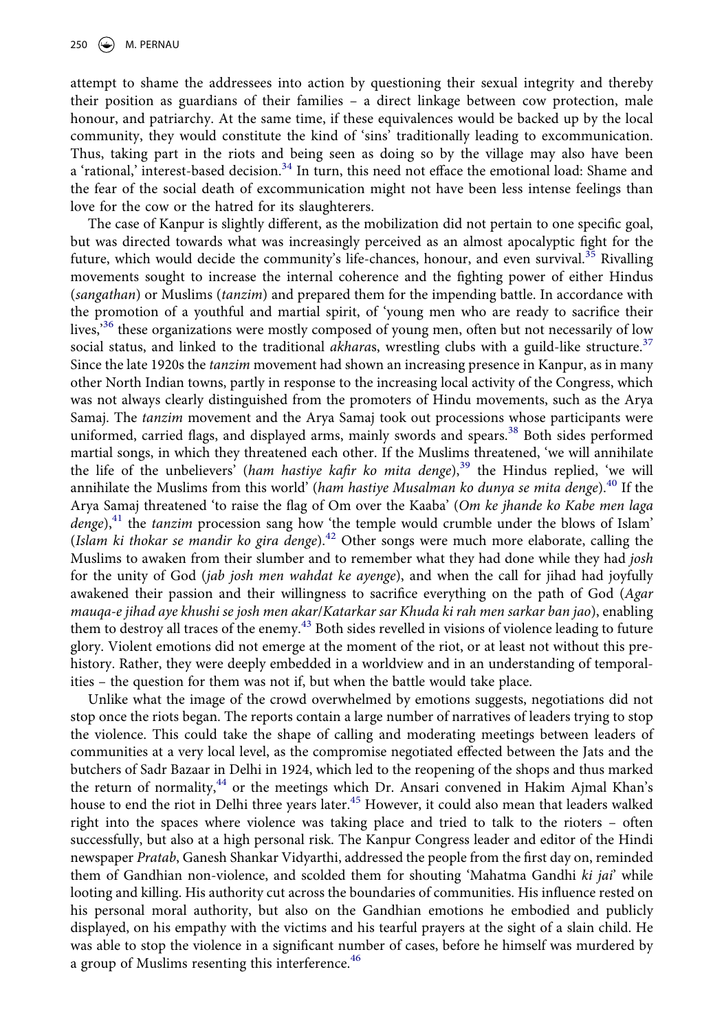attempt to shame the addressees into action by questioning their sexual integrity and thereby their position as guardians of their families – a direct linkage between cow protection, male honour, and patriarchy. At the same time, if these equivalences would be backed up by the local community, they would constitute the kind of 'sins' traditionally leading to excommunication. Thus, taking part in the riots and being seen as doing so by the village may also have been a 'rational,' interest-based decision.[34] In turn, this need not efface the emotional load: Shame and the fear of the social death of excommunication might not have been less intense feelings than love for the cow or the hatred for its slaughterers.

The case of Kanpur is slightly different, as the mobilization did not pertain to one specific goal, but was directed towards what was increasingly perceived as an almost apocalyptic fight for the future, which would decide the community's life-chances, honour, and even survival.[35] Rivalling movements sought to increase the internal coherence and the fighting power of either Hindus (*sangathan*) or Muslims (*tanzim*) and prepared them for the impending battle. In accordance with the promotion of a youthful and martial spirit, of 'young men who are ready to sacrifice their lives,'[36] these organizations were mostly composed of young men, often but not necessarily of low social status, and linked to the traditional *akhara*s, wrestling clubs with a guild-like structure.[37] Since the late 1920s the *tanzim* movement had shown an increasing presence in Kanpur, as in many other North Indian towns, partly in response to the increasing local activity of the Congress, which was not always clearly distinguished from the promoters of Hindu movements, such as the Arya Samaj. The *tanzim* movement and the Arya Samaj took out processions whose participants were uniformed, carried flags, and displayed arms, mainly swords and spears.[38] Both sides performed martial songs, in which they threatened each other. If the Muslims threatened, 'we will annihilate the life of the unbelievers' (*ham hastiye kafir ko mita denge*),[39] the Hindus replied, 'we will annihilate the Muslims from this world' (*ham hastiye Musalman ko dunya se mita denge*).[40] If the Arya Samaj threatened 'to raise the flag of Om over the Kaaba' (*Om ke jhande ko Kabe men laga denge*),[41] the *tanzim* procession sang how 'the temple would crumble under the blows of Islam' (*Islam ki thokar se mandir ko gira denge*).[42] Other songs were much more elaborate, calling the Muslims to awaken from their slumber and to remember what they had done while they had *josh* for the unity of God (*jab josh men wahdat ke ayenge*), and when the call for jihad had joyfully awakened their passion and their willingness to sacrifice everything on the path of God (*Agar mauqa-e jihad aye khushi se josh men akar/Katarkar sar Khuda ki rah men sarkar ban jao*), enabling them to destroy all traces of the enemy.[43] Both sides revelled in visions of violence leading to future glory. Violent emotions did not emerge at the moment of the riot, or at least not without this pre-history. Rather, they were deeply embedded in a worldview and in an understanding of temporalities – the question for them was not if, but when the battle would take place.

Unlike what the image of the crowd overwhelmed by emotions suggests, negotiations did not stop once the riots began. The reports contain a large number of narratives of leaders trying to stop the violence. This could take the shape of calling and moderating meetings between leaders of communities at a very local level, as the compromise negotiated effected between the Jats and the butchers of Sadr Bazaar in Delhi in 1924, which led to the reopening of the shops and thus marked the return of normality,[44] or the meetings which Dr. Ansari convened in Hakim Ajmal Khan's house to end the riot in Delhi three years later.[45] However, it could also mean that leaders walked right into the spaces where violence was taking place and tried to talk to the rioters – often successfully, but also at a high personal risk. The Kanpur Congress leader and editor of the Hindi newspaper *Pratab*, Ganesh Shankar Vidyarthi, addressed the people from the first day on, reminded them of Gandhian non-violence, and scolded them for shouting 'Mahatma Gandhi *ki jai*' while looting and killing. His authority cut across the boundaries of communities. His influence rested on his personal moral authority, but also on the Gandhian emotions he embodied and publicly displayed, on his empathy with the victims and his tearful prayers at the sight of a slain child. He was able to stop the violence in a significant number of cases, before he himself was murdered by a group of Muslims resenting this interference.[46]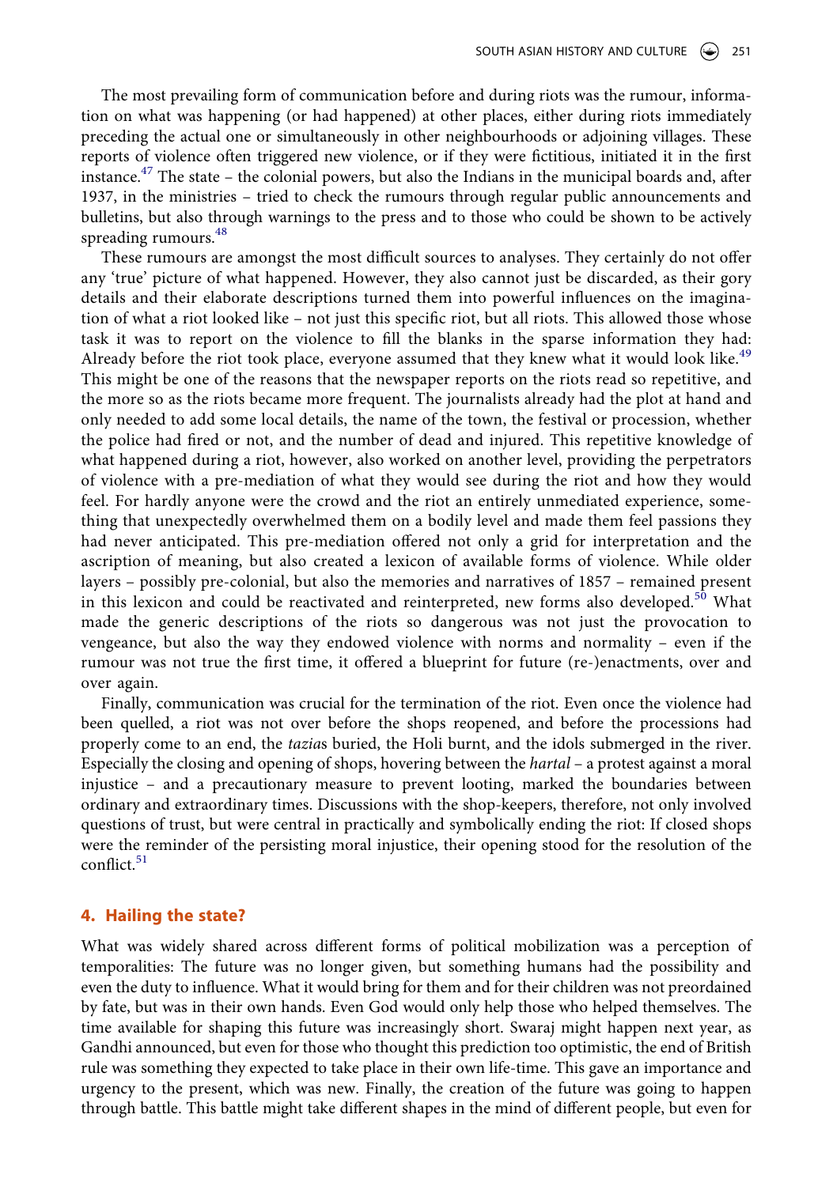The most prevailing form of communication before and during riots was the rumour, information on what was happening (or had happened) at other places, either during riots immediately preceding the actual one or simultaneously in other neighbourhoods or adjoining villages. These reports of violence often triggered new violence, or if they were fictitious, initiated it in the first instance.[47] The state – the colonial powers, but also the Indians in the municipal boards and, after 1937, in the ministries – tried to check the rumours through regular public announcements and bulletins, but also through warnings to the press and to those who could be shown to be actively spreading rumours.[48]

These rumours are amongst the most difficult sources to analyses. They certainly do not offer any 'true' picture of what happened. However, they also cannot just be discarded, as their gory details and their elaborate descriptions turned them into powerful influences on the imagination of what a riot looked like – not just this specific riot, but all riots. This allowed those whose task it was to report on the violence to fill the blanks in the sparse information they had: Already before the riot took place, everyone assumed that they knew what it would look like.[49] This might be one of the reasons that the newspaper reports on the riots read so repetitive, and the more so as the riots became more frequent. The journalists already had the plot at hand and only needed to add some local details, the name of the town, the festival or procession, whether the police had fired or not, and the number of dead and injured. This repetitive knowledge of what happened during a riot, however, also worked on another level, providing the perpetrators of violence with a pre-mediation of what they would see during the riot and how they would feel. For hardly anyone were the crowd and the riot an entirely unmediated experience, something that unexpectedly overwhelmed them on a bodily level and made them feel passions they had never anticipated. This pre-mediation offered not only a grid for interpretation and the ascription of meaning, but also created a lexicon of available forms of violence. While older layers – possibly pre-colonial, but also the memories and narratives of 1857 – remained present in this lexicon and could be reactivated and reinterpreted, new forms also developed.[50] What made the generic descriptions of the riots so dangerous was not just the provocation to vengeance, but also the way they endowed violence with norms and normality – even if the rumour was not true the first time, it offered a blueprint for future (re-)enactments, over and over again.

Finally, communication was crucial for the termination of the riot. Even once the violence had been quelled, a riot was not over before the shops reopened, and before the processions had properly come to an end, the *tazia*s buried, the Holi burnt, and the idols submerged in the river. Especially the closing and opening of shops, hovering between the *hartal* – a protest against a moral injustice – and a precautionary measure to prevent looting, marked the boundaries between ordinary and extraordinary times. Discussions with the shop-keepers, therefore, not only involved questions of trust, but were central in practically and symbolically ending the riot: If closed shops were the reminder of the persisting moral injustice, their opening stood for the resolution of the conflict.[51]

## 4. Hailing the state?

What was widely shared across different forms of political mobilization was a perception of temporalities: The future was no longer given, but something humans had the possibility and even the duty to influence. What it would bring for them and for their children was not preordained by fate, but was in their own hands. Even God would only help those who helped themselves. The time available for shaping this future was increasingly short. Swaraj might happen next year, as Gandhi announced, but even for those who thought this prediction too optimistic, the end of British rule was something they expected to take place in their own life-time. This gave an importance and urgency to the present, which was new. Finally, the creation of the future was going to happen through battle. This battle might take different shapes in the mind of different people, but even for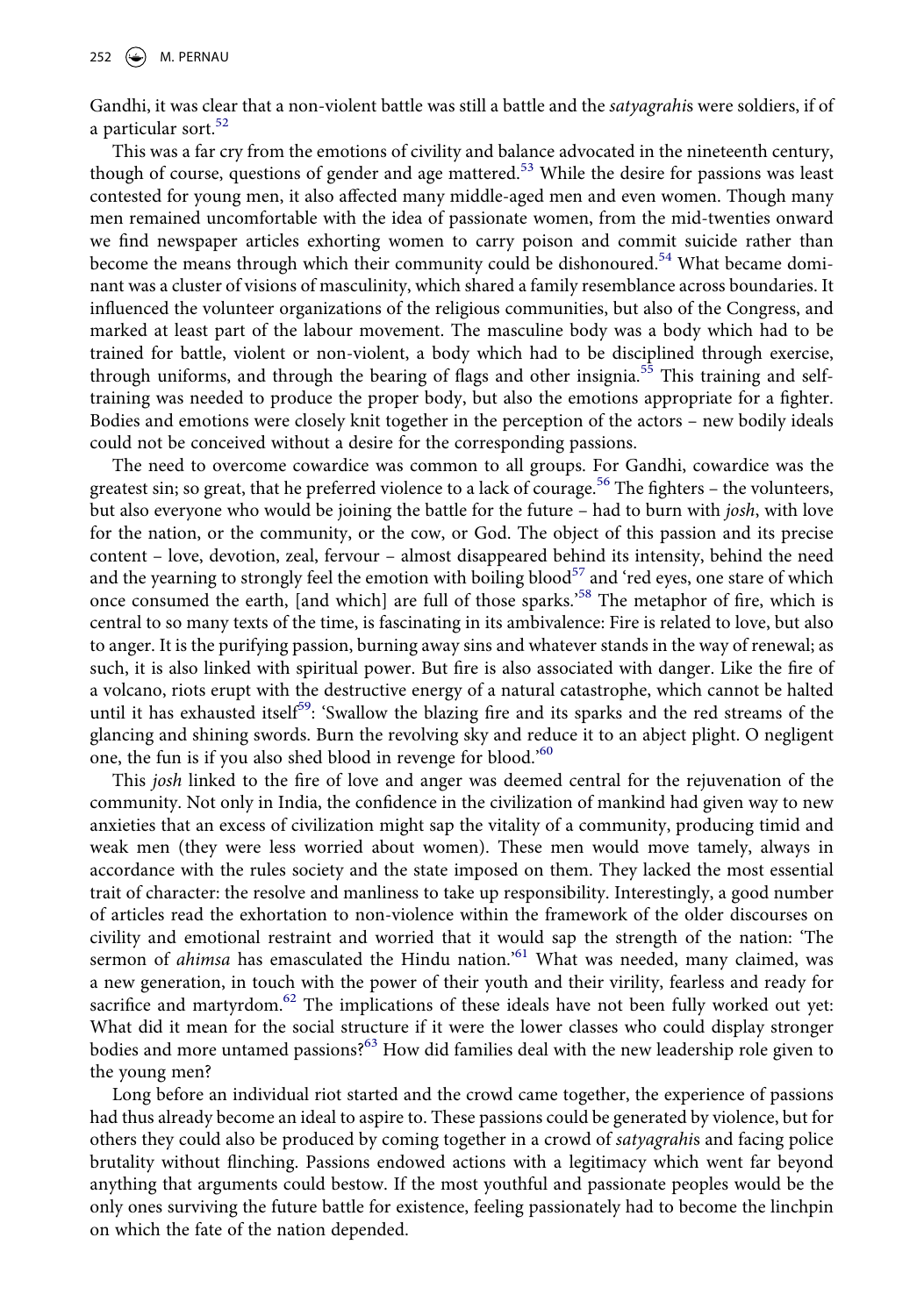Gandhi, it was clear that a non-violent battle was still a battle and the *satyagrahi*s were soldiers, if of a particular sort.[52]

This was a far cry from the emotions of civility and balance advocated in the nineteenth century, though of course, questions of gender and age mattered.[53] While the desire for passions was least contested for young men, it also affected many middle-aged men and even women. Though many men remained uncomfortable with the idea of passionate women, from the mid-twenties onward we find newspaper articles exhorting women to carry poison and commit suicide rather than become the means through which their community could be dishonoured.[54] What became dominant was a cluster of visions of masculinity, which shared a family resemblance across boundaries. It influenced the volunteer organizations of the religious communities, but also of the Congress, and marked at least part of the labour movement. The masculine body was a body which had to be trained for battle, violent or non-violent, a body which had to be disciplined through exercise, through uniforms, and through the bearing of flags and other insignia.[55] This training and self-training was needed to produce the proper body, but also the emotions appropriate for a fighter. Bodies and emotions were closely knit together in the perception of the actors – new bodily ideals could not be conceived without a desire for the corresponding passions.

The need to overcome cowardice was common to all groups. For Gandhi, cowardice was the greatest sin; so great, that he preferred violence to a lack of courage.[56] The fighters – the volunteers, but also everyone who would be joining the battle for the future – had to burn with *josh*, with love for the nation, or the community, or the cow, or God. The object of this passion and its precise content – love, devotion, zeal, fervour – almost disappeared behind its intensity, behind the need and the yearning to strongly feel the emotion with boiling blood[57] and 'red eyes, one stare of which once consumed the earth, [and which] are full of those sparks.'[58] The metaphor of fire, which is central to so many texts of the time, is fascinating in its ambivalence: Fire is related to love, but also to anger. It is the purifying passion, burning away sins and whatever stands in the way of renewal; as such, it is also linked with spiritual power. But fire is also associated with danger. Like the fire of a volcano, riots erupt with the destructive energy of a natural catastrophe, which cannot be halted until it has exhausted itself[59]: 'Swallow the blazing fire and its sparks and the red streams of the glancing and shining swords. Burn the revolving sky and reduce it to an abject plight. O negligent one, the fun is if you also shed blood in revenge for blood.'[60]

This *josh* linked to the fire of love and anger was deemed central for the rejuvenation of the community. Not only in India, the confidence in the civilization of mankind had given way to new anxieties that an excess of civilization might sap the vitality of a community, producing timid and weak men (they were less worried about women). These men would move tamely, always in accordance with the rules society and the state imposed on them. They lacked the most essential trait of character: the resolve and manliness to take up responsibility. Interestingly, a good number of articles read the exhortation to non-violence within the framework of the older discourses on civility and emotional restraint and worried that it would sap the strength of the nation: 'The sermon of *ahimsa* has emasculated the Hindu nation.'[61] What was needed, many claimed, was a new generation, in touch with the power of their youth and their virility, fearless and ready for sacrifice and martyrdom.[62] The implications of these ideals have not been fully worked out yet: What did it mean for the social structure if it were the lower classes who could display stronger bodies and more untamed passions?[63] How did families deal with the new leadership role given to the young men?

Long before an individual riot started and the crowd came together, the experience of passions had thus already become an ideal to aspire to. These passions could be generated by violence, but for others they could also be produced by coming together in a crowd of *satyagrahi*s and facing police brutality without flinching. Passions endowed actions with a legitimacy which went far beyond anything that arguments could bestow. If the most youthful and passionate peoples would be the only ones surviving the future battle for existence, feeling passionately had to become the linchpin on which the fate of the nation depended.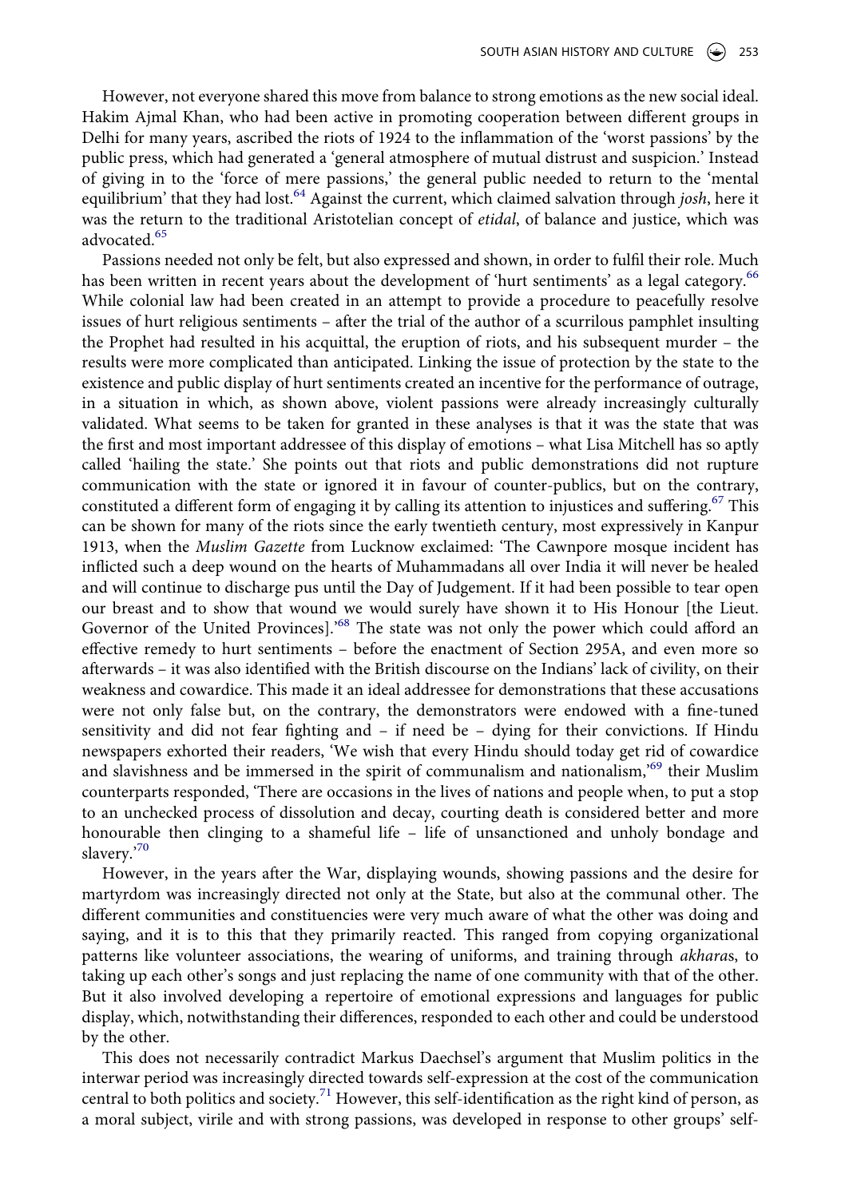However, not everyone shared this move from balance to strong emotions as the new social ideal. Hakim Ajmal Khan, who had been active in promoting cooperation between different groups in Delhi for many years, ascribed the riots of 1924 to the inflammation of the 'worst passions' by the public press, which had generated a 'general atmosphere of mutual distrust and suspicion.' Instead of giving in to the 'force of mere passions,' the general public needed to return to the 'mental equilibrium' that they had lost.[64] Against the current, which claimed salvation through *josh*, here it was the return to the traditional Aristotelian concept of *etidal*, of balance and justice, which was advocated.[65]

Passions needed not only be felt, but also expressed and shown, in order to fulfil their role. Much has been written in recent years about the development of 'hurt sentiments' as a legal category.[66] While colonial law had been created in an attempt to provide a procedure to peacefully resolve issues of hurt religious sentiments – after the trial of the author of a scurrilous pamphlet insulting the Prophet had resulted in his acquittal, the eruption of riots, and his subsequent murder – the results were more complicated than anticipated. Linking the issue of protection by the state to the existence and public display of hurt sentiments created an incentive for the performance of outrage, in a situation in which, as shown above, violent passions were already increasingly culturally validated. What seems to be taken for granted in these analyses is that it was the state that was the first and most important addressee of this display of emotions – what Lisa Mitchell has so aptly called 'hailing the state.' She points out that riots and public demonstrations did not rupture communication with the state or ignored it in favour of counter-publics, but on the contrary, constituted a different form of engaging it by calling its attention to injustices and suffering.[67] This can be shown for many of the riots since the early twentieth century, most expressively in Kanpur 1913, when the *Muslim Gazette* from Lucknow exclaimed: 'The Cawnpore mosque incident has inflicted such a deep wound on the hearts of Muhammadans all over India it will never be healed and will continue to discharge pus until the Day of Judgement. If it had been possible to tear open our breast and to show that wound we would surely have shown it to His Honour [the Lieut. Governor of the United Provinces].'[68] The state was not only the power which could afford an effective remedy to hurt sentiments – before the enactment of Section 295A, and even more so afterwards – it was also identified with the British discourse on the Indians' lack of civility, on their weakness and cowardice. This made it an ideal addressee for demonstrations that these accusations were not only false but, on the contrary, the demonstrators were endowed with a fine-tuned sensitivity and did not fear fighting and – if need be – dying for their convictions. If Hindu newspapers exhorted their readers, 'We wish that every Hindu should today get rid of cowardice and slavishness and be immersed in the spirit of communalism and nationalism,'[69] their Muslim counterparts responded, 'There are occasions in the lives of nations and people when, to put a stop to an unchecked process of dissolution and decay, courting death is considered better and more honourable then clinging to a shameful life – life of unsanctioned and unholy bondage and slavery.'[70]

However, in the years after the War, displaying wounds, showing passions and the desire for martyrdom was increasingly directed not only at the State, but also at the communal other. The different communities and constituencies were very much aware of what the other was doing and saying, and it is to this that they primarily reacted. This ranged from copying organizational patterns like volunteer associations, the wearing of uniforms, and training through *akhara*s, to taking up each other's songs and just replacing the name of one community with that of the other. But it also involved developing a repertoire of emotional expressions and languages for public display, which, notwithstanding their differences, responded to each other and could be understood by the other.

This does not necessarily contradict Markus Daechsel's argument that Muslim politics in the interwar period was increasingly directed towards self-expression at the cost of the communication central to both politics and society.[71] However, this self-identification as the right kind of person, as a moral subject, virile and with strong passions, was developed in response to other groups' self-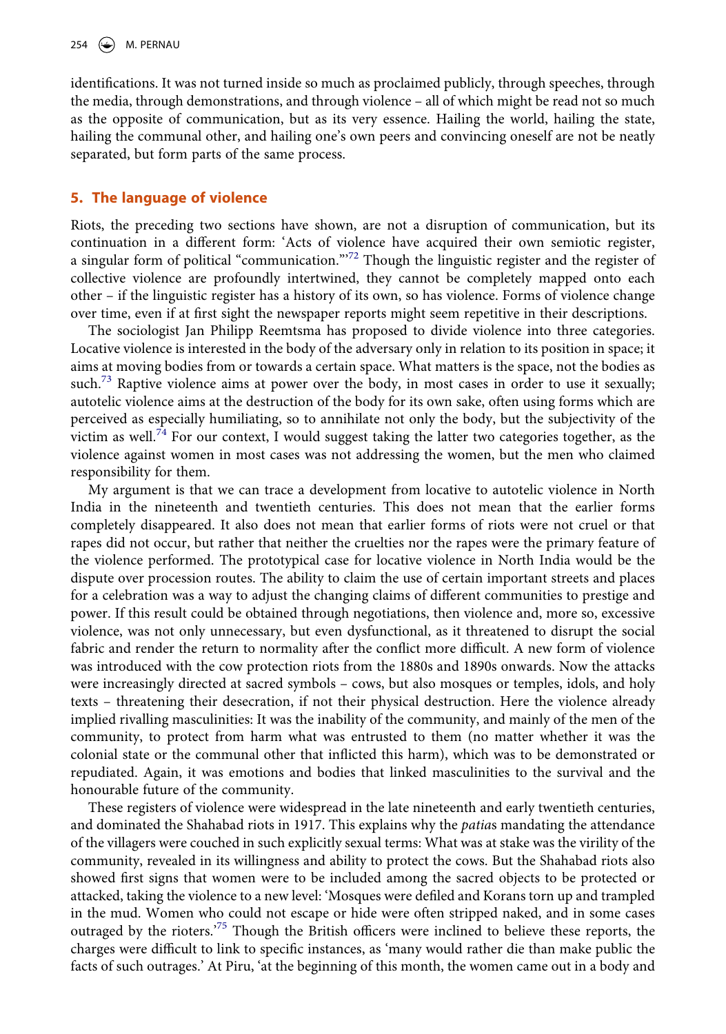identifications. It was not turned inside so much as proclaimed publicly, through speeches, through the media, through demonstrations, and through violence – all of which might be read not so much as the opposite of communication, but as its very essence. Hailing the world, hailing the state, hailing the communal other, and hailing one's own peers and convincing oneself are not be neatly separated, but form parts of the same process.

## 5. The language of violence

Riots, the preceding two sections have shown, are not a disruption of communication, but its continuation in a different form: 'Acts of violence have acquired their own semiotic register, a singular form of political "communication."'[72] Though the linguistic register and the register of collective violence are profoundly intertwined, they cannot be completely mapped onto each other – if the linguistic register has a history of its own, so has violence. Forms of violence change over time, even if at first sight the newspaper reports might seem repetitive in their descriptions.

The sociologist Jan Philipp Reemtsma has proposed to divide violence into three categories. Locative violence is interested in the body of the adversary only in relation to its position in space; it aims at moving bodies from or towards a certain space. What matters is the space, not the bodies as such.[73] Raptive violence aims at power over the body, in most cases in order to use it sexually; autotelic violence aims at the destruction of the body for its own sake, often using forms which are perceived as especially humiliating, so to annihilate not only the body, but the subjectivity of the victim as well.[74] For our context, I would suggest taking the latter two categories together, as the violence against women in most cases was not addressing the women, but the men who claimed responsibility for them.

My argument is that we can trace a development from locative to autotelic violence in North India in the nineteenth and twentieth centuries. This does not mean that the earlier forms completely disappeared. It also does not mean that earlier forms of riots were not cruel or that rapes did not occur, but rather that neither the cruelties nor the rapes were the primary feature of the violence performed. The prototypical case for locative violence in North India would be the dispute over procession routes. The ability to claim the use of certain important streets and places for a celebration was a way to adjust the changing claims of different communities to prestige and power. If this result could be obtained through negotiations, then violence and, more so, excessive violence, was not only unnecessary, but even dysfunctional, as it threatened to disrupt the social fabric and render the return to normality after the conflict more difficult. A new form of violence was introduced with the cow protection riots from the 1880s and 1890s onwards. Now the attacks were increasingly directed at sacred symbols – cows, but also mosques or temples, idols, and holy texts – threatening their desecration, if not their physical destruction. Here the violence already implied rivalling masculinities: It was the inability of the community, and mainly of the men of the community, to protect from harm what was entrusted to them (no matter whether it was the colonial state or the communal other that inflicted this harm), which was to be demonstrated or repudiated. Again, it was emotions and bodies that linked masculinities to the survival and the honourable future of the community.

These registers of violence were widespread in the late nineteenth and early twentieth centuries, and dominated the Shahabad riots in 1917. This explains why the *patia*s mandating the attendance of the villagers were couched in such explicitly sexual terms: What was at stake was the virility of the community, revealed in its willingness and ability to protect the cows. But the Shahabad riots also showed first signs that women were to be included among the sacred objects to be protected or attacked, taking the violence to a new level: 'Mosques were defiled and Korans torn up and trampled in the mud. Women who could not escape or hide were often stripped naked, and in some cases outraged by the rioters.'[75] Though the British officers were inclined to believe these reports, the charges were difficult to link to specific instances, as 'many would rather die than make public the facts of such outrages.' At Piru, 'at the beginning of this month, the women came out in a body and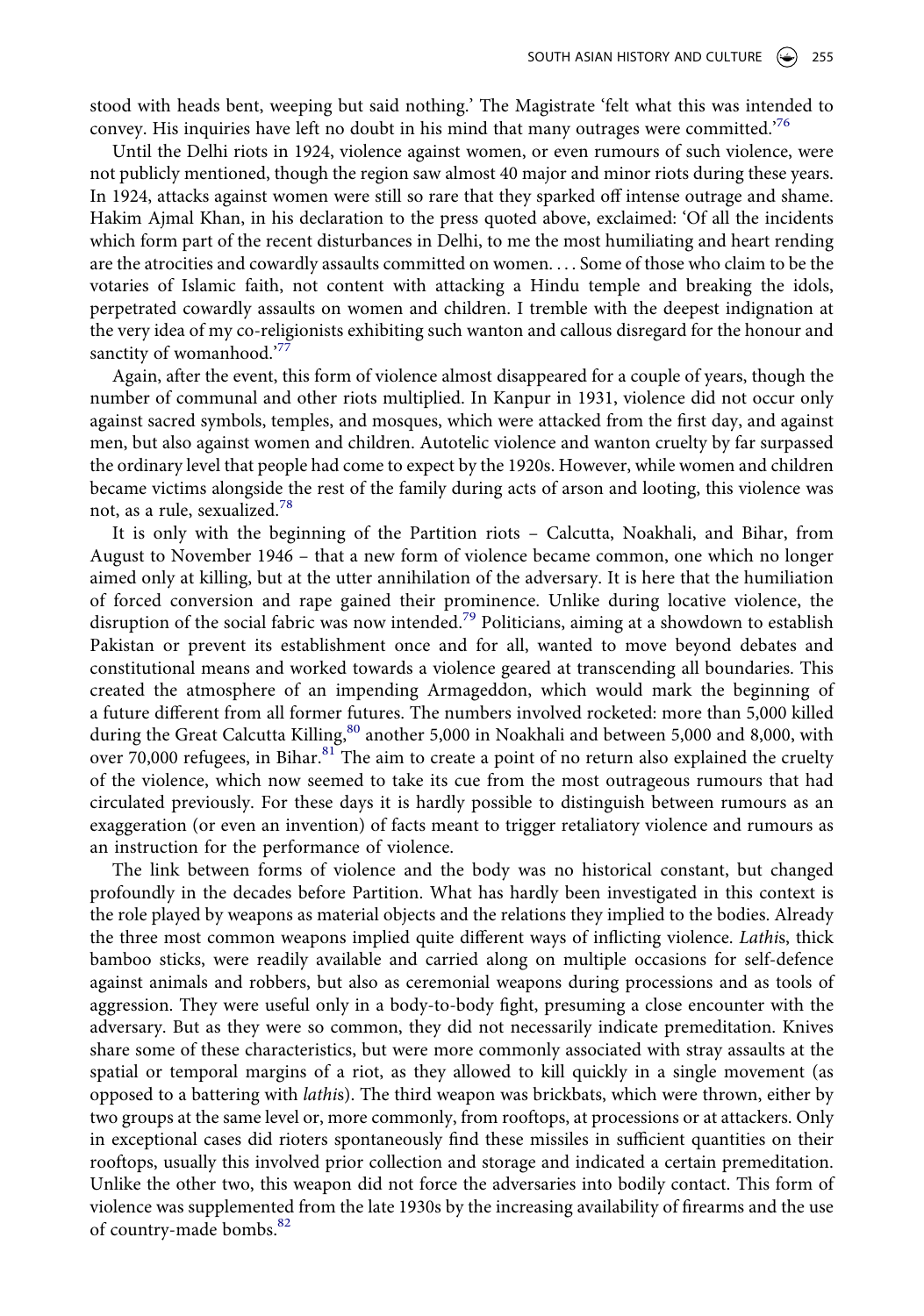stood with heads bent, weeping but said nothing.' The Magistrate 'felt what this was intended to convey. His inquiries have left no doubt in his mind that many outrages were committed.'[76]

Until the Delhi riots in 1924, violence against women, or even rumours of such violence, were not publicly mentioned, though the region saw almost 40 major and minor riots during these years. In 1924, attacks against women were still so rare that they sparked off intense outrage and shame. Hakim Ajmal Khan, in his declaration to the press quoted above, exclaimed: 'Of all the incidents which form part of the recent disturbances in Delhi, to me the most humiliating and heart rending are the atrocities and cowardly assaults committed on women. . . . Some of those who claim to be the votaries of Islamic faith, not content with attacking a Hindu temple and breaking the idols, perpetrated cowardly assaults on women and children. I tremble with the deepest indignation at the very idea of my co-religionists exhibiting such wanton and callous disregard for the honour and sanctity of womanhood.'[77]

Again, after the event, this form of violence almost disappeared for a couple of years, though the number of communal and other riots multiplied. In Kanpur in 1931, violence did not occur only against sacred symbols, temples, and mosques, which were attacked from the first day, and against men, but also against women and children. Autotelic violence and wanton cruelty by far surpassed the ordinary level that people had come to expect by the 1920s. However, while women and children became victims alongside the rest of the family during acts of arson and looting, this violence was not, as a rule, sexualized.[78]

It is only with the beginning of the Partition riots – Calcutta, Noakhali, and Bihar, from August to November 1946 – that a new form of violence became common, one which no longer aimed only at killing, but at the utter annihilation of the adversary. It is here that the humiliation of forced conversion and rape gained their prominence. Unlike during locative violence, the disruption of the social fabric was now intended.[79] Politicians, aiming at a showdown to establish Pakistan or prevent its establishment once and for all, wanted to move beyond debates and constitutional means and worked towards a violence geared at transcending all boundaries. This created the atmosphere of an impending Armageddon, which would mark the beginning of a future different from all former futures. The numbers involved rocketed: more than 5,000 killed during the Great Calcutta Killing,[80] another 5,000 in Noakhali and between 5,000 and 8,000, with over 70,000 refugees, in Bihar.[81] The aim to create a point of no return also explained the cruelty of the violence, which now seemed to take its cue from the most outrageous rumours that had circulated previously. For these days it is hardly possible to distinguish between rumours as an exaggeration (or even an invention) of facts meant to trigger retaliatory violence and rumours as an instruction for the performance of violence.

The link between forms of violence and the body was no historical constant, but changed profoundly in the decades before Partition. What has hardly been investigated in this context is the role played by weapons as material objects and the relations they implied to the bodies. Already the three most common weapons implied quite different ways of inflicting violence. *Lathi*s, thick bamboo sticks, were readily available and carried along on multiple occasions for self-defence against animals and robbers, but also as ceremonial weapons during processions and as tools of aggression. They were useful only in a body-to-body fight, presuming a close encounter with the adversary. But as they were so common, they did not necessarily indicate premeditation. Knives share some of these characteristics, but were more commonly associated with stray assaults at the spatial or temporal margins of a riot, as they allowed to kill quickly in a single movement (as opposed to a battering with *lathi*s). The third weapon was brickbats, which were thrown, either by two groups at the same level or, more commonly, from rooftops, at processions or at attackers. Only in exceptional cases did rioters spontaneously find these missiles in sufficient quantities on their rooftops, usually this involved prior collection and storage and indicated a certain premeditation. Unlike the other two, this weapon did not force the adversaries into bodily contact. This form of violence was supplemented from the late 1930s by the increasing availability of firearms and the use of country-made bombs.[82]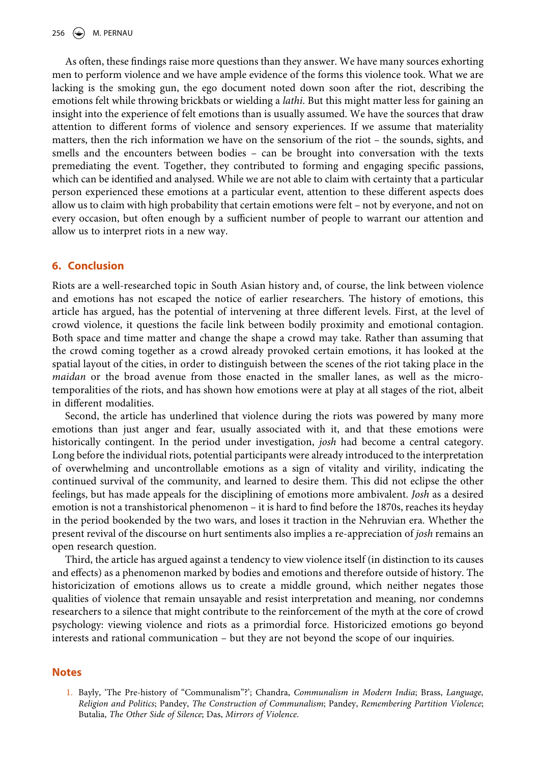As often, these findings raise more questions than they answer. We have many sources exhorting men to perform violence and we have ample evidence of the forms this violence took. What we are lacking is the smoking gun, the ego document noted down soon after the riot, describing the emotions felt while throwing brickbats or wielding a *lathi*. But this might matter less for gaining an insight into the experience of felt emotions than is usually assumed. We have the sources that draw attention to different forms of violence and sensory experiences. If we assume that materiality matters, then the rich information we have on the sensorium of the riot – the sounds, sights, and smells and the encounters between bodies – can be brought into conversation with the texts premediating the event. Together, they contributed to forming and engaging specific passions, which can be identified and analysed. While we are not able to claim with certainty that a particular person experienced these emotions at a particular event, attention to these different aspects does allow us to claim with high probability that certain emotions were felt – not by everyone, and not on every occasion, but often enough by a sufficient number of people to warrant our attention and allow us to interpret riots in a new way.

## 6. Conclusion

Riots are a well-researched topic in South Asian history and, of course, the link between violence and emotions has not escaped the notice of earlier researchers. The history of emotions, this article has argued, has the potential of intervening at three different levels. First, at the level of crowd violence, it questions the facile link between bodily proximity and emotional contagion. Both space and time matter and change the shape a crowd may take. Rather than assuming that the crowd coming together as a crowd already provoked certain emotions, it has looked at the spatial layout of the cities, in order to distinguish between the scenes of the riot taking place in the *maidan* or the broad avenue from those enacted in the smaller lanes, as well as the micro-temporalities of the riots, and has shown how emotions were at play at all stages of the riot, albeit in different modalities.

Second, the article has underlined that violence during the riots was powered by many more emotions than just anger and fear, usually associated with it, and that these emotions were historically contingent. In the period under investigation, *josh* had become a central category. Long before the individual riots, potential participants were already introduced to the interpretation of overwhelming and uncontrollable emotions as a sign of vitality and virility, indicating the continued survival of the community, and learned to desire them. This did not eclipse the other feelings, but has made appeals for the disciplining of emotions more ambivalent. *Josh* as a desired emotion is not a transhistorical phenomenon – it is hard to find before the 1870s, reaches its heyday in the period bookended by the two wars, and loses it traction in the Nehruvian era. Whether the present revival of the discourse on hurt sentiments also implies a re-appreciation of *josh* remains an open research question.

Third, the article has argued against a tendency to view violence itself (in distinction to its causes and effects) as a phenomenon marked by bodies and emotions and therefore outside of history. The historicization of emotions allows us to create a middle ground, which neither negates those qualities of violence that remain unsayable and resist interpretation and meaning, nor condemns researchers to a silence that might contribute to the reinforcement of the myth at the core of crowd psychology: viewing violence and riots as a primordial force. Historicized emotions go beyond interests and rational communication – but they are not beyond the scope of our inquiries.

## Notes

1. Bayly, 'The Pre-history of "Communalism"?'; Chandra, *Communalism in Modern India*; Brass, *Language, Religion and Politics*; Pandey, *The Construction of Communalism*; Pandey, *Remembering Partition Violence*; Butalia, *The Other Side of Silence*; Das, *Mirrors of Violence*.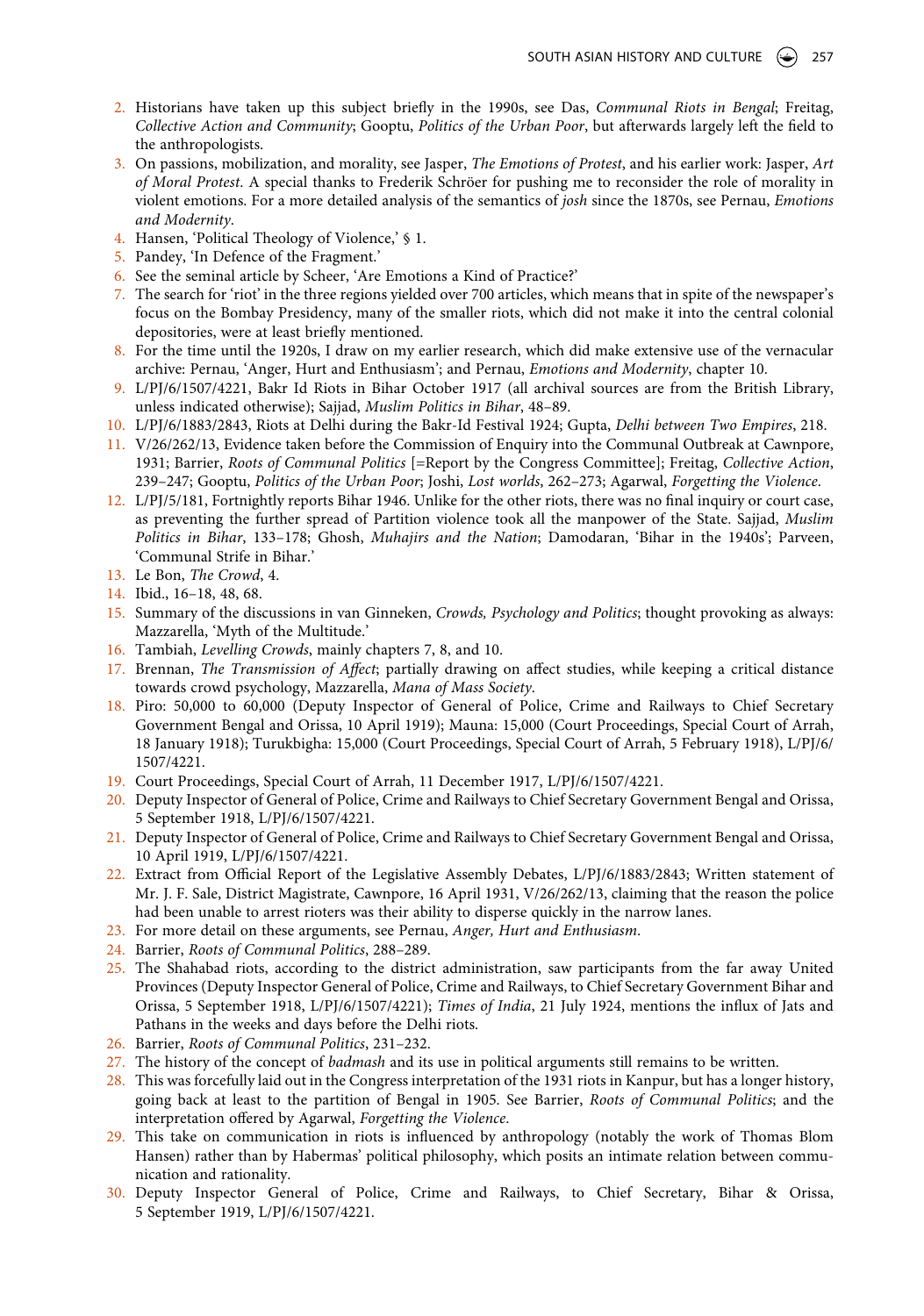2. Historians have taken up this subject briefly in the 1990s, see Das, *Communal Riots in Bengal*; Freitag, *Collective Action and Community*; Gooptu, *Politics of the Urban Poor*, but afterwards largely left the field to the anthropologists.
3. On passions, mobilization, and morality, see Jasper, *The Emotions of Protest*, and his earlier work: Jasper, *Art of Moral Protest*. A special thanks to Frederik Schröer for pushing me to reconsider the role of morality in violent emotions. For a more detailed analysis of the semantics of *josh* since the 1870s, see Pernau, *Emotions and Modernity*.
4. Hansen, 'Political Theology of Violence,' § 1.
5. Pandey, 'In Defence of the Fragment.'
6. See the seminal article by Scheer, 'Are Emotions a Kind of Practice?'
7. The search for 'riot' in the three regions yielded over 700 articles, which means that in spite of the newspaper's focus on the Bombay Presidency, many of the smaller riots, which did not make it into the central colonial depositories, were at least briefly mentioned.
8. For the time until the 1920s, I draw on my earlier research, which did make extensive use of the vernacular archive: Pernau, 'Anger, Hurt and Enthusiasm'; and Pernau, *Emotions and Modernity*, chapter 10.
9. L/PJ/6/1507/4221, Bakr Id Riots in Bihar October 1917 (all archival sources are from the British Library, unless indicated otherwise); Sajjad, *Muslim Politics in Bihar*, 48–89.
10. L/PJ/6/1883/2843, Riots at Delhi during the Bakr-Id Festival 1924; Gupta, *Delhi between Two Empires*, 218.
11. V/26/262/13, Evidence taken before the Commission of Enquiry into the Communal Outbreak at Cawnpore, 1931; Barrier, *Roots of Communal Politics* [=Report by the Congress Committee]; Freitag, *Collective Action*, 239–247; Gooptu, *Politics of the Urban Poor*; Joshi, *Lost worlds*, 262–273; Agarwal, *Forgetting the Violence*.
12. L/PJ/5/181, Fortnightly reports Bihar 1946. Unlike for the other riots, there was no final inquiry or court case, as preventing the further spread of Partition violence took all the manpower of the State. Sajjad, *Muslim Politics in Bihar*, 133–178; Ghosh, *Muhajirs and the Nation*; Damodaran, 'Bihar in the 1940s'; Parveen, 'Communal Strife in Bihar.'
13. Le Bon, *The Crowd*, 4.
14. Ibid., 16–18, 48, 68.
15. Summary of the discussions in van Ginneken, *Crowds, Psychology and Politics*; thought provoking as always: Mazzarella, 'Myth of the Multitude.'
16. Tambiah, *Levelling Crowds*, mainly chapters 7, 8, and 10.
17. Brennan, *The Transmission of Affect*; partially drawing on affect studies, while keeping a critical distance towards crowd psychology, Mazzarella, *Mana of Mass Society*.
18. Piro: 50,000 to 60,000 (Deputy Inspector of General of Police, Crime and Railways to Chief Secretary Government Bengal and Orissa, 10 April 1919); Mauna: 15,000 (Court Proceedings, Special Court of Arrah, 18 January 1918); Turukbigha: 15,000 (Court Proceedings, Special Court of Arrah, 5 February 1918), L/PJ/6/1507/4221.
19. Court Proceedings, Special Court of Arrah, 11 December 1917, L/PJ/6/1507/4221.
20. Deputy Inspector of General of Police, Crime and Railways to Chief Secretary Government Bengal and Orissa, 5 September 1918, L/PJ/6/1507/4221.
21. Deputy Inspector of General of Police, Crime and Railways to Chief Secretary Government Bengal and Orissa, 10 April 1919, L/PJ/6/1507/4221.
22. Extract from Official Report of the Legislative Assembly Debates, L/PJ/6/1883/2843; Written statement of Mr. J. F. Sale, District Magistrate, Cawnpore, 16 April 1931, V/26/262/13, claiming that the reason the police had been unable to arrest rioters was their ability to disperse quickly in the narrow lanes.
23. For more detail on these arguments, see Pernau, *Anger, Hurt and Enthusiasm*.
24. Barrier, *Roots of Communal Politics*, 288–289.
25. The Shahabad riots, according to the district administration, saw participants from the far away United Provinces (Deputy Inspector General of Police, Crime and Railways, to Chief Secretary Government Bihar and Orissa, 5 September 1918, L/PJ/6/1507/4221); *Times of India*, 21 July 1924, mentions the influx of Jats and Pathans in the weeks and days before the Delhi riots.
26. Barrier, *Roots of Communal Politics*, 231–232.
27. The history of the concept of *badmash* and its use in political arguments still remains to be written.
28. This was forcefully laid out in the Congress interpretation of the 1931 riots in Kanpur, but has a longer history, going back at least to the partition of Bengal in 1905. See Barrier, *Roots of Communal Politics*; and the interpretation offered by Agarwal, *Forgetting the Violence*.
29. This take on communication in riots is influenced by anthropology (notably the work of Thomas Blom Hansen) rather than by Habermas' political philosophy, which posits an intimate relation between communication and rationality.
30. Deputy Inspector General of Police, Crime and Railways, to Chief Secretary, Bihar & Orissa, 5 September 1919, L/PJ/6/1507/4221.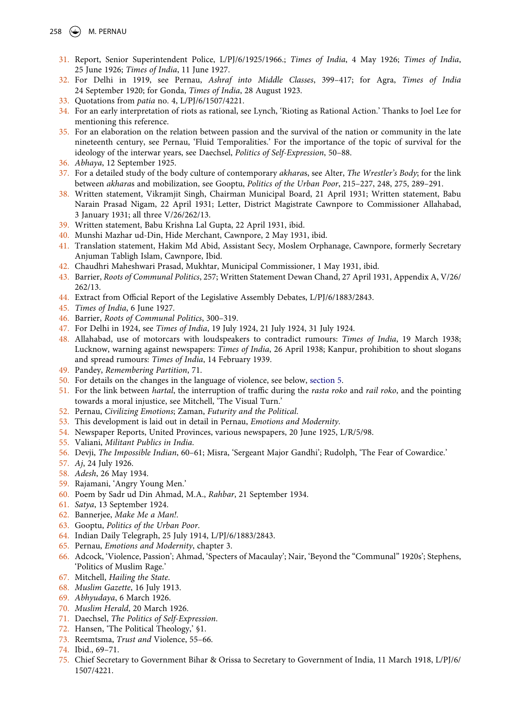31. Report, Senior Superintendent Police, L/PJ/6/1925/1966.; *Times of India*, 4 May 1926; *Times of India*, 25 June 1926; *Times of India*, 11 June 1927.
32. For Delhi in 1919, see Pernau, *Ashraf into Middle Classes*, 399–417; for Agra, *Times of India* 24 September 1920; for Gonda, *Times of India*, 28 August 1923.
33. Quotations from *patia* no. 4, L/PJ/6/1507/4221.
34. For an early interpretation of riots as rational, see Lynch, 'Rioting as Rational Action.' Thanks to Joel Lee for mentioning this reference.
35. For an elaboration on the relation between passion and the survival of the nation or community in the late nineteenth century, see Pernau, 'Fluid Temporalities.' For the importance of the topic of survival for the ideology of the interwar years, see Daechsel, *Politics of Self-Expression*, 50–88.
36. *Abhaya*, 12 September 1925.
37. For a detailed study of the body culture of contemporary *akhara*s, see Alter, *The Wrestler's Body*; for the link between *akhara*s and mobilization, see Gooptu, *Politics of the Urban Poor*, 215–227, 248, 275, 289–291.
38. Written statement, Vikramjit Singh, Chairman Municipal Board, 21 April 1931; Written statement, Babu Narain Prasad Nigam, 22 April 1931; Letter, District Magistrate Cawnpore to Commissioner Allahabad, 3 January 1931; all three V/26/262/13.
39. Written statement, Babu Krishna Lal Gupta, 22 April 1931, ibid.
40. Munshi Mazhar ud-Din, Hide Merchant, Cawnpore, 2 May 1931, ibid.
41. Translation statement, Hakim Md Abid, Assistant Secy, Moslem Orphanage, Cawnpore, formerly Secretary Anjuman Tabligh Islam, Cawnpore, Ibid.
42. Chaudhri Maheshwari Prasad, Mukhtar, Municipal Commissioner, 1 May 1931, ibid.
43. Barrier, *Roots of Communal Politics*, 257; Written Statement Dewan Chand, 27 April 1931, Appendix A, V/26/262/13.
44. Extract from Official Report of the Legislative Assembly Debates, L/PJ/6/1883/2843.
45. *Times of India*, 6 June 1927.
46. Barrier, *Roots of Communal Politics*, 300–319.
47. For Delhi in 1924, see *Times of India*, 19 July 1924, 21 July 1924, 31 July 1924.
48. Allahabad, use of motorcars with loudspeakers to contradict rumours: *Times of India*, 19 March 1938; Lucknow, warning against newspapers: *Times of India*, 26 April 1938; Kanpur, prohibition to shout slogans and spread rumours: *Times of India*, 14 February 1939.
49. Pandey, *Remembering Partition*, 71.
50. For details on the changes in the language of violence, see below, section 5.
51. For the link between *hartal*, the interruption of traffic during the *rasta roko* and *rail roko*, and the pointing towards a moral injustice, see Mitchell, 'The Visual Turn.'
52. Pernau, *Civilizing Emotions*; Zaman, *Futurity and the Political*.
53. This development is laid out in detail in Pernau, *Emotions and Modernity*.
54. Newspaper Reports, United Provinces, various newspapers, 20 June 1925, L/R/5/98.
55. Valiani, *Militant Publics in India*.
56. Devji, *The Impossible Indian*, 60–61; Misra, 'Sergeant Major Gandhi'; Rudolph, 'The Fear of Cowardice.'
57. *Aj*, 24 July 1926.
58. *Adesh*, 26 May 1934.
59. Rajamani, 'Angry Young Men.'
60. Poem by Sadr ud Din Ahmad, M.A., *Rahbar*, 21 September 1934.
61. *Satya*, 13 September 1924.
62. Bannerjee, *Make Me a Man!*.
63. Gooptu, *Politics of the Urban Poor*.
64. Indian Daily Telegraph, 25 July 1914, L/PJ/6/1883/2843.
65. Pernau, *Emotions and Modernity*, chapter 3.
66. Adcock, 'Violence, Passion'; Ahmad, 'Specters of Macaulay'; Nair, 'Beyond the "Communal" 1920s'; Stephens, 'Politics of Muslim Rage.'
67. Mitchell, *Hailing the State*.
68. *Muslim Gazette*, 16 July 1913.
69. *Abhyudaya*, 6 March 1926.
70. *Muslim Herald*, 20 March 1926.
71. Daechsel, *The Politics of Self-Expression*.
72. Hansen, 'The Political Theology,' §1.
73. Reemtsma, *Trust and* Violence, 55–66.
74. Ibid., 69–71.
75. Chief Secretary to Government Bihar & Orissa to Secretary to Government of India, 11 March 1918, L/PJ/6/1507/4221.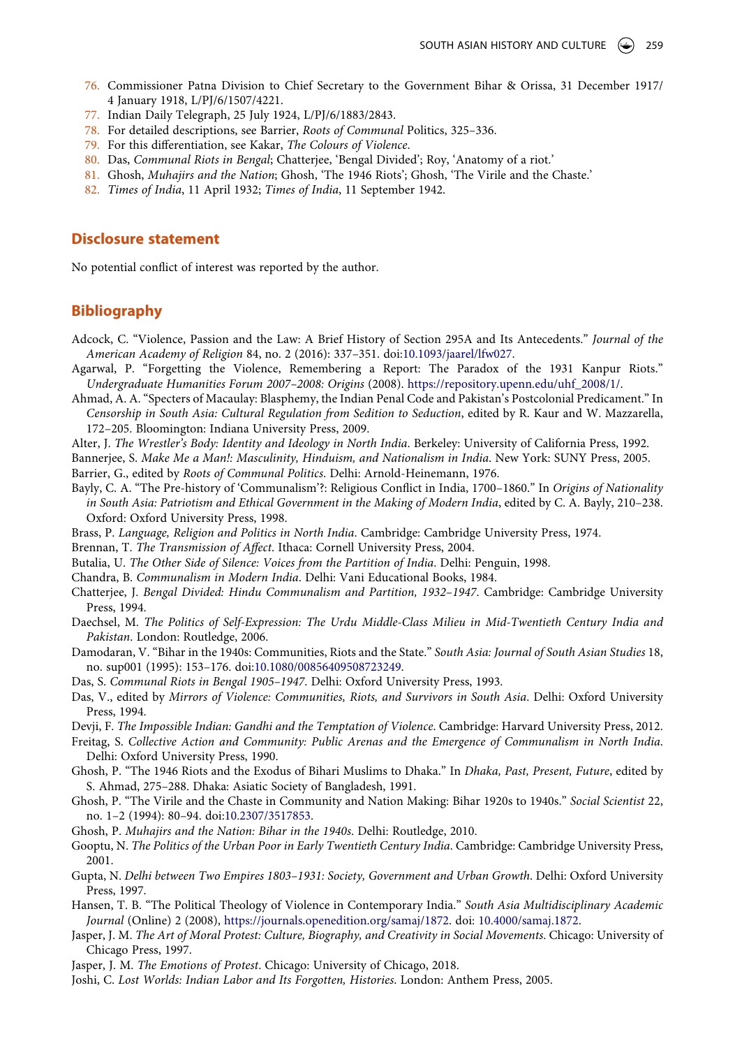76. Commissioner Patna Division to Chief Secretary to the Government Bihar & Orissa, 31 December 1917/ 4 January 1918, L/PJ/6/1507/4221.
77. Indian Daily Telegraph, 25 July 1924, L/PJ/6/1883/2843.
78. For detailed descriptions, see Barrier, *Roots of Communal* Politics, 325–336.
79. For this differentiation, see Kakar, *The Colours of Violence*.
80. Das, *Communal Riots in Bengal*; Chatterjee, 'Bengal Divided'; Roy, 'Anatomy of a riot.'
81. Ghosh, *Muhajirs and the Nation*; Ghosh, 'The 1946 Riots'; Ghosh, 'The Virile and the Chaste.'
82. *Times of India*, 11 April 1932; *Times of India*, 11 September 1942.

## Disclosure statement

No potential conflict of interest was reported by the author.

## Bibliography

Adcock, C. "Violence, Passion and the Law: A Brief History of Section 295A and Its Antecedents." *Journal of the American Academy of Religion* 84, no. 2 (2016): 337–351. doi:10.1093/jaarel/lfw027.

Agarwal, P. "Forgetting the Violence, Remembering a Report: The Paradox of the 1931 Kanpur Riots." *Undergraduate Humanities Forum 2007–2008: Origins* (2008). https://repository.upenn.edu/uhf_2008/1/.

Ahmad, A. A. "Specters of Macaulay: Blasphemy, the Indian Penal Code and Pakistan's Postcolonial Predicament." In *Censorship in South Asia: Cultural Regulation from Sedition to Seduction*, edited by R. Kaur and W. Mazzarella, 172–205. Bloomington: Indiana University Press, 2009.

Alter, J. *The Wrestler's Body: Identity and Ideology in North India*. Berkeley: University of California Press, 1992.

Bannerjee, S. *Make Me a Man!: Masculinity, Hinduism, and Nationalism in India*. New York: SUNY Press, 2005.

Barrier, G., edited by *Roots of Communal Politics*. Delhi: Arnold-Heinemann, 1976.

Bayly, C. A. "The Pre-history of 'Communalism'?: Religious Conflict in India, 1700–1860." In *Origins of Nationality in South Asia: Patriotism and Ethical Government in the Making of Modern India*, edited by C. A. Bayly, 210–238. Oxford: Oxford University Press, 1998.

Brass, P. *Language, Religion and Politics in North India*. Cambridge: Cambridge University Press, 1974.

Brennan, T. *The Transmission of Affect*. Ithaca: Cornell University Press, 2004.

Butalia, U. *The Other Side of Silence: Voices from the Partition of India*. Delhi: Penguin, 1998.

Chandra, B. *Communalism in Modern India*. Delhi: Vani Educational Books, 1984.

Chatterjee, J. *Bengal Divided: Hindu Communalism and Partition, 1932–1947*. Cambridge: Cambridge University Press, 1994.

Daechsel, M. *The Politics of Self-Expression: The Urdu Middle-Class Milieu in Mid-Twentieth Century India and Pakistan*. London: Routledge, 2006.

Damodaran, V. "Bihar in the 1940s: Communities, Riots and the State." *South Asia: Journal of South Asian Studies* 18, no. sup001 (1995): 153–176. doi:10.1080/00856409508723249.

Das, S. *Communal Riots in Bengal 1905–1947*. Delhi: Oxford University Press, 1993.

Das, V., edited by *Mirrors of Violence: Communities, Riots, and Survivors in South Asia*. Delhi: Oxford University Press, 1994.

Devji, F. *The Impossible Indian: Gandhi and the Temptation of Violence*. Cambridge: Harvard University Press, 2012.

Freitag, S. *Collective Action and Community: Public Arenas and the Emergence of Communalism in North India*. Delhi: Oxford University Press, 1990.

Ghosh, P. "The 1946 Riots and the Exodus of Bihari Muslims to Dhaka." In *Dhaka, Past, Present, Future*, edited by S. Ahmad, 275–288. Dhaka: Asiatic Society of Bangladesh, 1991.

Ghosh, P. "The Virile and the Chaste in Community and Nation Making: Bihar 1920s to 1940s." *Social Scientist* 22, no. 1–2 (1994): 80–94. doi:10.2307/3517853.

Ghosh, P. *Muhajirs and the Nation: Bihar in the 1940s*. Delhi: Routledge, 2010.

Gooptu, N. *The Politics of the Urban Poor in Early Twentieth Century India*. Cambridge: Cambridge University Press, 2001.

Gupta, N. *Delhi between Two Empires 1803–1931: Society, Government and Urban Growth*. Delhi: Oxford University Press, 1997.

Hansen, T. B. "The Political Theology of Violence in Contemporary India." *South Asia Multidisciplinary Academic Journal* (Online) 2 (2008), https://journals.openedition.org/samaj/1872. doi: 10.4000/samaj.1872.

Jasper, J. M. *The Art of Moral Protest: Culture, Biography, and Creativity in Social Movements*. Chicago: University of Chicago Press, 1997.

Jasper, J. M. *The Emotions of Protest*. Chicago: University of Chicago, 2018.

Joshi, C. *Lost Worlds: Indian Labor and Its Forgotten, Histories*. London: Anthem Press, 2005.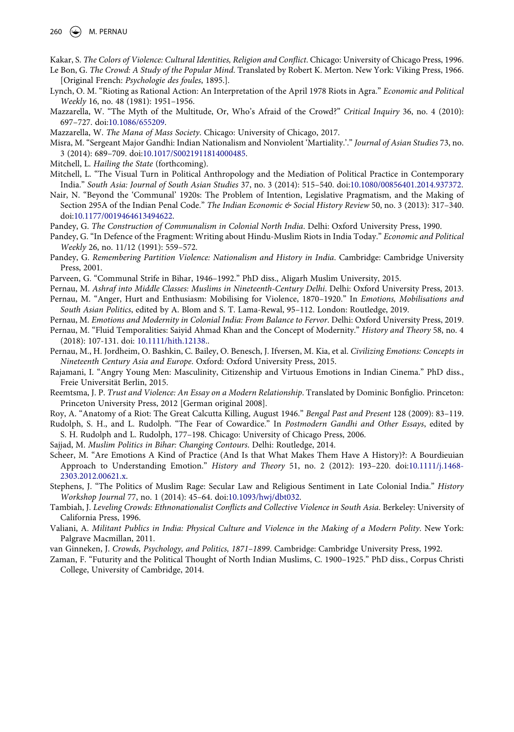Kakar, S. *The Colors of Violence: Cultural Identities, Religion and Conflict*. Chicago: University of Chicago Press, 1996.

Le Bon, G. *The Crowd: A Study of the Popular Mind*. Translated by Robert K. Merton. New York: Viking Press, 1966. [Original French: *Psychologie des foules*, 1895.].

Lynch, O. M. "Rioting as Rational Action: An Interpretation of the April 1978 Riots in Agra." *Economic and Political Weekly* 16, no. 48 (1981): 1951–1956.

Mazzarella, W. "The Myth of the Multitude, Or, Who's Afraid of the Crowd?" *Critical Inquiry* 36, no. 4 (2010): 697–727. doi:10.1086/655209.

Mazzarella, W. *The Mana of Mass Society*. Chicago: University of Chicago, 2017.

Misra, M. "Sergeant Major Gandhi: Indian Nationalism and Nonviolent 'Martiality.'." *Journal of Asian Studies* 73, no. 3 (2014): 689–709. doi:10.1017/S0021911814000485.

Mitchell, L. *Hailing the State* (forthcoming).

Mitchell, L. "The Visual Turn in Political Anthropology and the Mediation of Political Practice in Contemporary India." *South Asia: Journal of South Asian Studies* 37, no. 3 (2014): 515–540. doi:10.1080/00856401.2014.937372.

Nair, N. "Beyond the 'Communal' 1920s: The Problem of Intention, Legislative Pragmatism, and the Making of Section 295A of the Indian Penal Code." *The Indian Economic & Social History Review* 50, no. 3 (2013): 317–340. doi:10.1177/0019464613494622.

Pandey, G. *The Construction of Communalism in Colonial North India*. Delhi: Oxford University Press, 1990.

Pandey, G. "In Defence of the Fragment: Writing about Hindu-Muslim Riots in India Today." *Economic and Political Weekly* 26, no. 11/12 (1991): 559–572.

Pandey, G. *Remembering Partition Violence: Nationalism and History in India*. Cambridge: Cambridge University Press, 2001.

Parveen, G. "Communal Strife in Bihar, 1946–1992." PhD diss., Aligarh Muslim University, 2015.

Pernau, M. *Ashraf into Middle Classes: Muslims in Nineteenth-Century Delhi*. Delhi: Oxford University Press, 2013.

Pernau, M. "Anger, Hurt and Enthusiasm: Mobilising for Violence, 1870–1920." In *Emotions, Mobilisations and South Asian Politics*, edited by A. Blom and S. T. Lama-Rewal, 95–112. London: Routledge, 2019.

Pernau, M. *Emotions and Modernity in Colonial India: From Balance to Fervor*. Delhi: Oxford University Press, 2019.

Pernau, M. "Fluid Temporalities: Saiyid Ahmad Khan and the Concept of Modernity." *History and Theory* 58, no. 4 (2018): 107-131. doi: 10.1111/hith.12138..

Pernau, M., H. Jordheim, O. Bashkin, C. Bailey, O. Benesch, J. Ifversen, M. Kia, et al. *Civilizing Emotions: Concepts in Nineteenth Century Asia and Europe*. Oxford: Oxford University Press, 2015.

Rajamani, I. "Angry Young Men: Masculinity, Citizenship and Virtuous Emotions in Indian Cinema." PhD diss., Freie Universität Berlin, 2015.

Reemtsma, J. P. *Trust and Violence: An Essay on a Modern Relationship*. Translated by Dominic Bonfiglio. Princeton: Princeton University Press, 2012 [German original 2008].

Roy, A. "Anatomy of a Riot: The Great Calcutta Killing, August 1946." *Bengal Past and Present* 128 (2009): 83–119.

Rudolph, S. H., and L. Rudolph. "The Fear of Cowardice." In *Postmodern Gandhi and Other Essays*, edited by S. H. Rudolph and L. Rudolph, 177–198. Chicago: University of Chicago Press, 2006.

Sajjad, M. *Muslim Politics in Bihar: Changing Contours*. Delhi: Routledge, 2014.

Scheer, M. "Are Emotions A Kind of Practice (And Is that What Makes Them Have A History)?: A Bourdieuian Approach to Understanding Emotion." *History and Theory* 51, no. 2 (2012): 193–220. doi:10.1111/j.1468-2303.2012.00621.x.

Stephens, J. "The Politics of Muslim Rage: Secular Law and Religious Sentiment in Late Colonial India." *History Workshop Journal* 77, no. 1 (2014): 45–64. doi:10.1093/hwj/dbt032.

Tambiah, J. *Leveling Crowds: Ethnonationalist Conflicts and Collective Violence in South Asia*. Berkeley: University of California Press, 1996.

Valiani, A. *Militant Publics in India: Physical Culture and Violence in the Making of a Modern Polity*. New York: Palgrave Macmillan, 2011.

van Ginneken, J. *Crowds, Psychology, and Politics, 1871–1899*. Cambridge: Cambridge University Press, 1992.

Zaman, F. "Futurity and the Political Thought of North Indian Muslims, C. 1900–1925." PhD diss., Corpus Christi College, University of Cambridge, 2014.